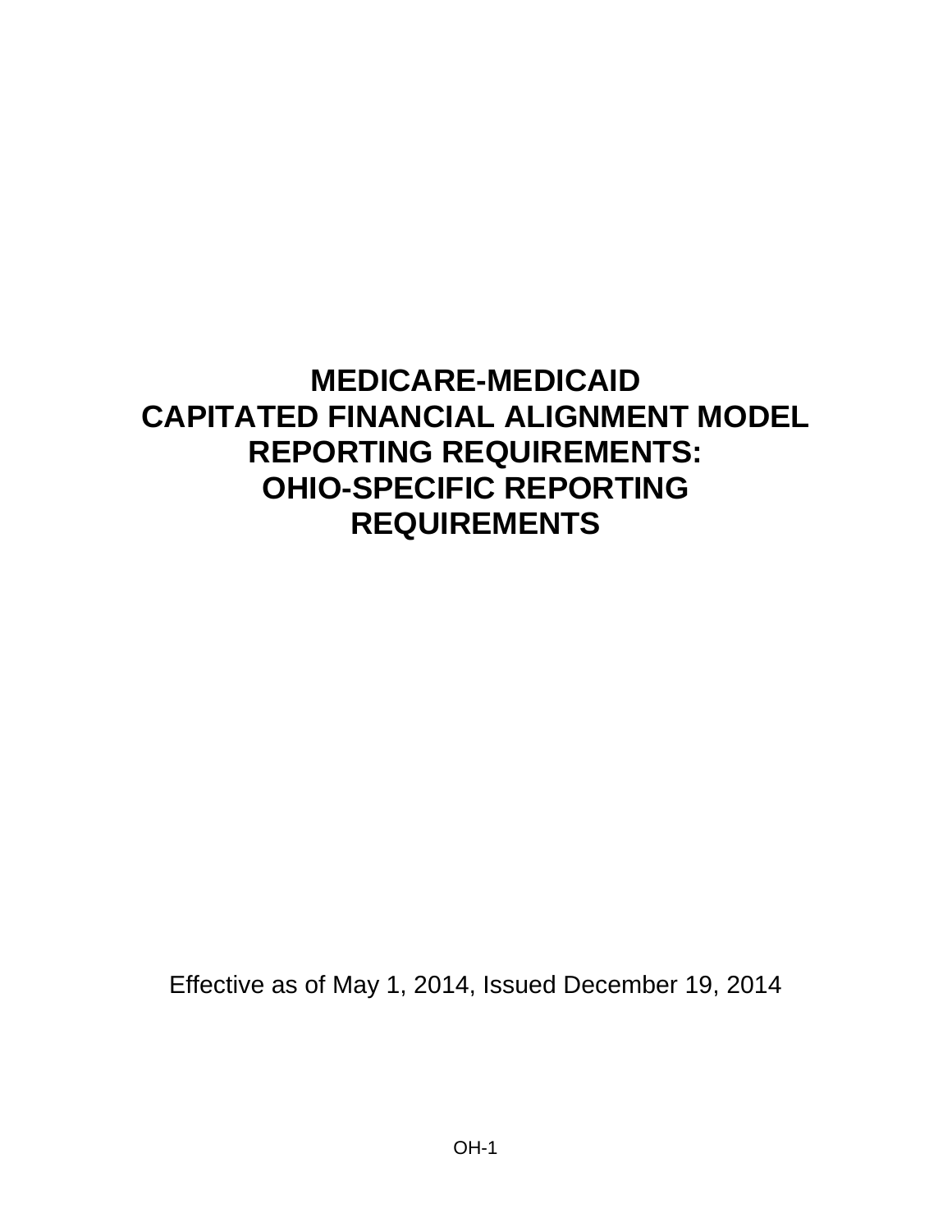# MEDICARE-MEDICAID CAPITATED FINANCIAL ALIGNMENT MODEL REPORTING REQUIREMENTS: OHIO-SPECIFIC REPORTING REQUIREMENTS

Effective as of May 1, 2014, Issued December 19, 2014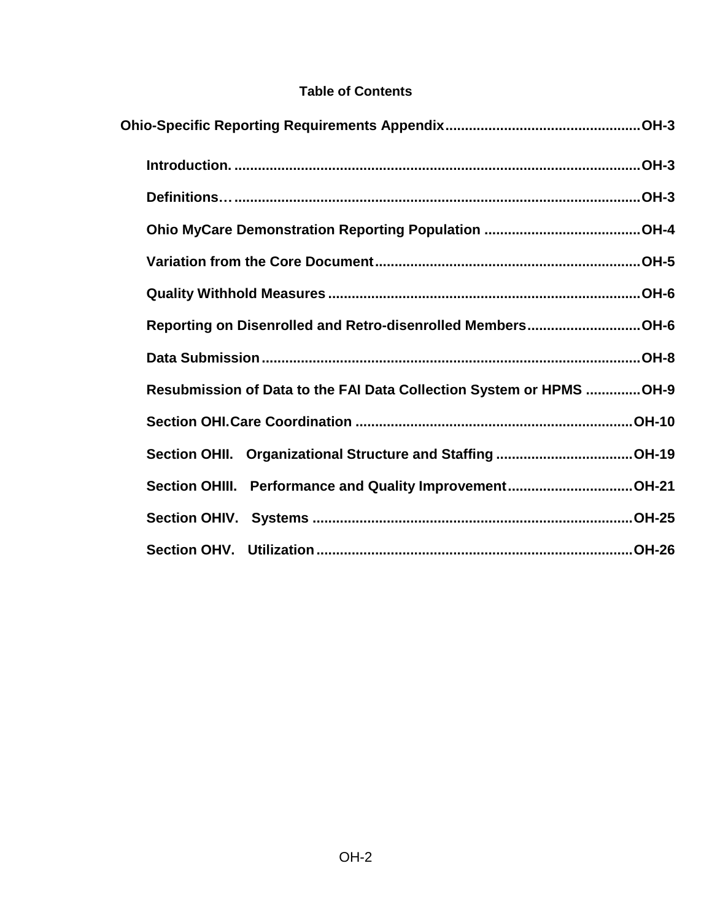**Table of Contents**

**Ohio-Specific Reporting Requirements Appendix** .................................................. **OH-3**

- **Introduction.** .................................................................................................. **OH-3**
- **Definitions…** .................................................................................................. **OH-3**
- **Ohio MyCare Demonstration Reporting Population** ....................................... **OH-4**
- **Variation from the Core Document** ................................................................... **OH-5**
- **Quality Withhold Measures** ............................................................................... **OH-6**
- **Reporting on Disenrolled and Retro-disenrolled Members** ............................ **OH-6**
- **Data Submission** ................................................................................................ **OH-8**
- **Resubmission of Data to the FAI Data Collection System or HPMS** ............. **OH-9**
- **Section OHI. Care Coordination** ...................................................................... **OH-10**
- **Section OHII. Organizational Structure and Staffing** .................................. **OH-19**
- **Section OHIII. Performance and Quality Improvement** ................................ **OH-21**
- **Section OHIV. Systems** ................................................................................. **OH-25**
- **Section OHV. Utilization** ................................................................................ **OH-26**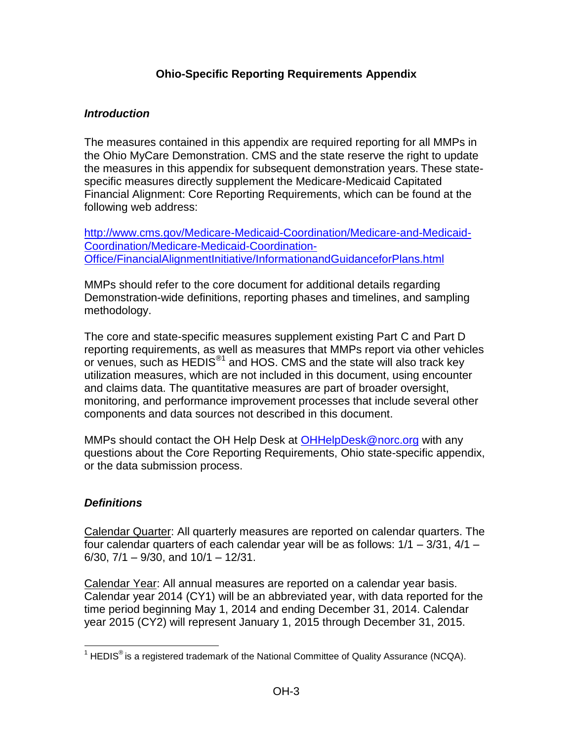## Ohio-Specific Reporting Requirements Appendix

### *Introduction*

The measures contained in this appendix are required reporting for all MMPs in the Ohio MyCare Demonstration. CMS and the state reserve the right to update the measures in this appendix for subsequent demonstration years. These state-specific measures directly supplement the Medicare-Medicaid Capitated Financial Alignment: Core Reporting Requirements, which can be found at the following web address:

[http://www.cms.gov/Medicare-Medicaid-Coordination/Medicare-and-Medicaid-Coordination/Medicare-Medicaid-Coordination-Office/FinancialAlignmentInitiative/InformationandGuidanceforPlans.html](http://www.cms.gov/Medicare-Medicaid-Coordination/Medicare-and-Medicaid-Coordination/Medicare-Medicaid-Coordination-Office/FinancialAlignmentInitiative/InformationandGuidanceforPlans.html)

MMPs should refer to the core document for additional details regarding Demonstration-wide definitions, reporting phases and timelines, and sampling methodology.

The core and state-specific measures supplement existing Part C and Part D reporting requirements, as well as measures that MMPs report via other vehicles or venues, such as HEDIS®[1] and HOS. CMS and the state will also track key utilization measures, which are not included in this document, using encounter and claims data. The quantitative measures are part of broader oversight, monitoring, and performance improvement processes that include several other components and data sources not described in this document.

MMPs should contact the OH Help Desk at [OHHelpDesk@norc.org](mailto:OHHelpDesk@norc.org) with any questions about the Core Reporting Requirements, Ohio state-specific appendix, or the data submission process.

### *Definitions*

Calendar Quarter: All quarterly measures are reported on calendar quarters. The four calendar quarters of each calendar year will be as follows: 1/1 – 3/31, 4/1 – 6/30, 7/1 – 9/30, and 10/1 – 12/31.

Calendar Year: All annual measures are reported on a calendar year basis. Calendar year 2014 (CY1) will be an abbreviated year, with data reported for the time period beginning May 1, 2014 and ending December 31, 2014. Calendar year 2015 (CY2) will represent January 1, 2015 through December 31, 2015.

---

[1] HEDIS® is a registered trademark of the National Committee of Quality Assurance (NCQA).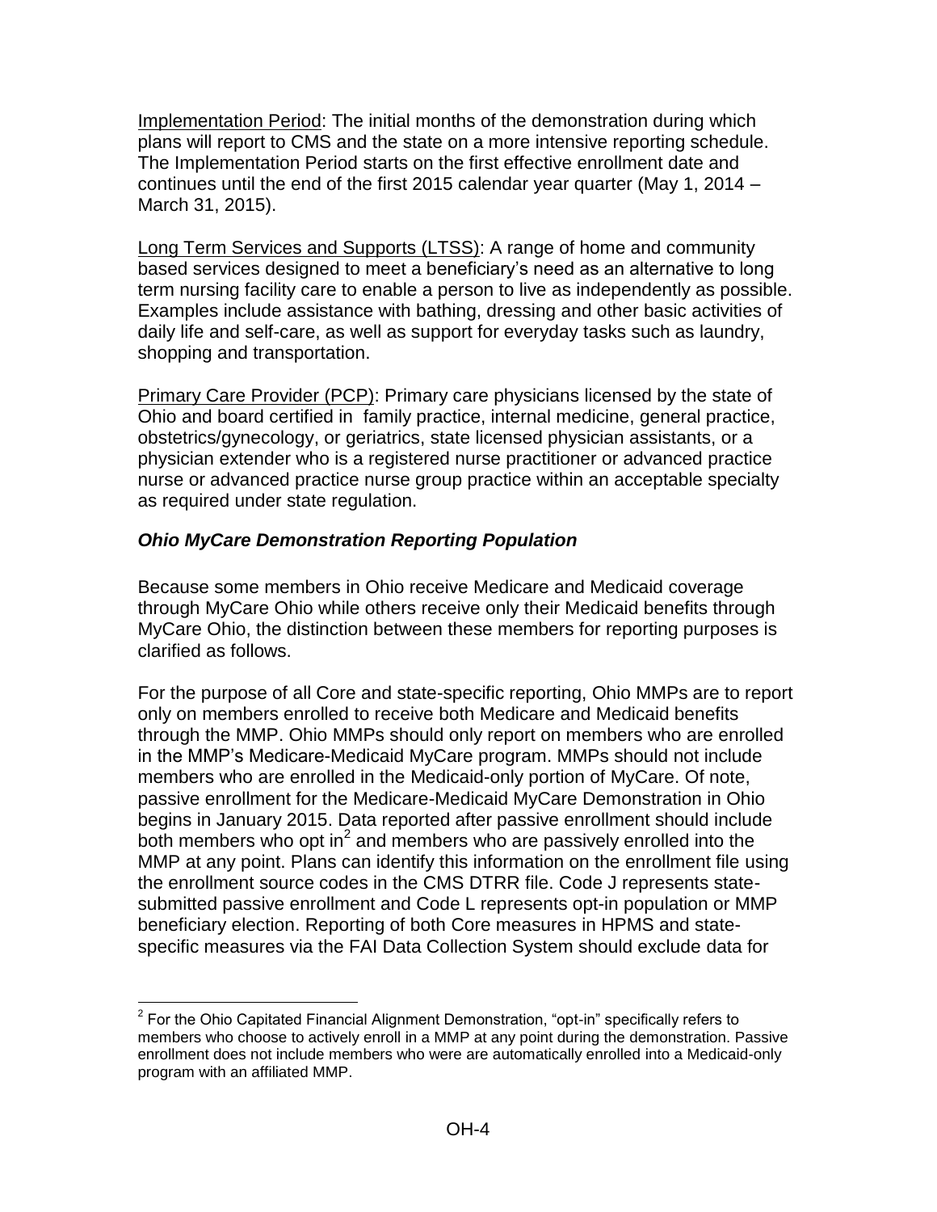Implementation Period: The initial months of the demonstration during which plans will report to CMS and the state on a more intensive reporting schedule. The Implementation Period starts on the first effective enrollment date and continues until the end of the first 2015 calendar year quarter (May 1, 2014 – March 31, 2015).

Long Term Services and Supports (LTSS): A range of home and community based services designed to meet a beneficiary's need as an alternative to long term nursing facility care to enable a person to live as independently as possible. Examples include assistance with bathing, dressing and other basic activities of daily life and self-care, as well as support for everyday tasks such as laundry, shopping and transportation.

Primary Care Provider (PCP): Primary care physicians licensed by the state of Ohio and board certified in family practice, internal medicine, general practice, obstetrics/gynecology, or geriatrics, state licensed physician assistants, or a physician extender who is a registered nurse practitioner or advanced practice nurse or advanced practice nurse group practice within an acceptable specialty as required under state regulation.

### *Ohio MyCare Demonstration Reporting Population*

Because some members in Ohio receive Medicare and Medicaid coverage through MyCare Ohio while others receive only their Medicaid benefits through MyCare Ohio, the distinction between these members for reporting purposes is clarified as follows.

For the purpose of all Core and state-specific reporting, Ohio MMPs are to report only on members enrolled to receive both Medicare and Medicaid benefits through the MMP. Ohio MMPs should only report on members who are enrolled in the MMP's Medicare-Medicaid MyCare program. MMPs should not include members who are enrolled in the Medicaid-only portion of MyCare. Of note, passive enrollment for the Medicare-Medicaid MyCare Demonstration in Ohio begins in January 2015. Data reported after passive enrollment should include both members who opt in[2] and members who are passively enrolled into the MMP at any point. Plans can identify this information on the enrollment file using the enrollment source codes in the CMS DTRR file. Code J represents state-submitted passive enrollment and Code L represents opt-in population or MMP beneficiary election. Reporting of both Core measures in HPMS and state-specific measures via the FAI Data Collection System should exclude data for

[2] For the Ohio Capitated Financial Alignment Demonstration, "opt-in" specifically refers to members who choose to actively enroll in a MMP at any point during the demonstration. Passive enrollment does not include members who were are automatically enrolled into a Medicaid-only program with an affiliated MMP.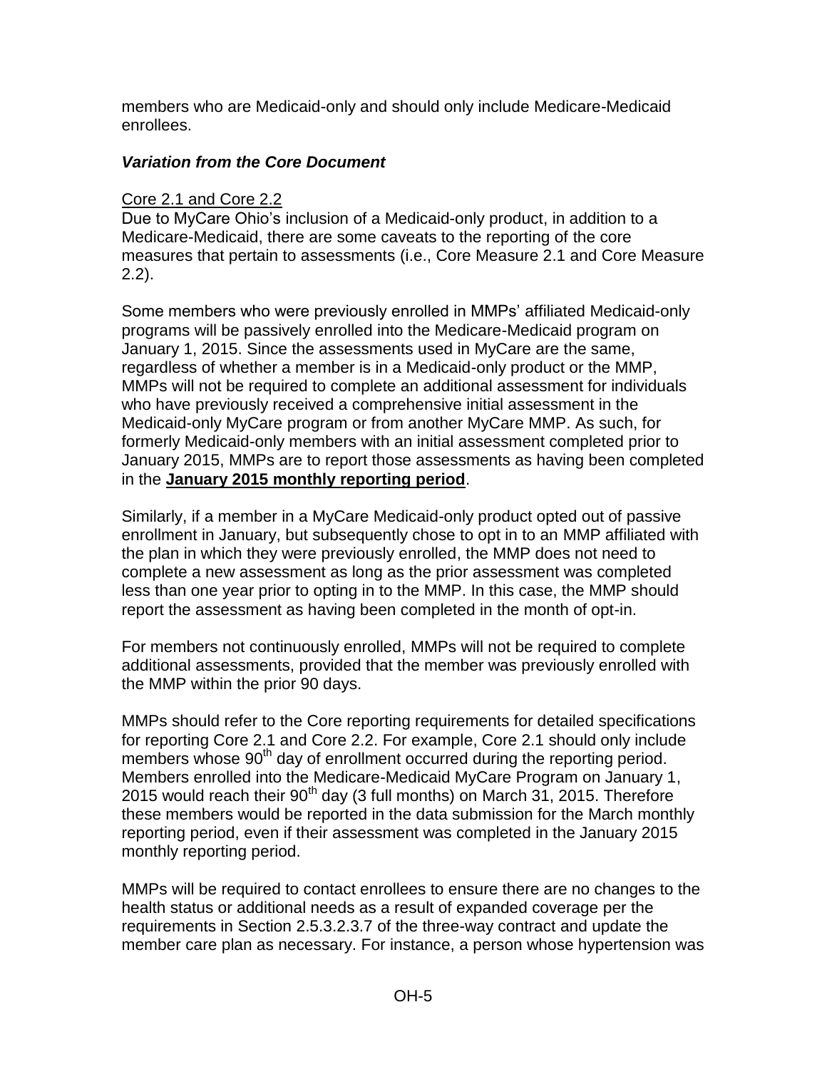members who are Medicaid-only and should only include Medicare-Medicaid enrollees.

### *Variation from the Core Document*

Core 2.1 and Core 2.2

Due to MyCare Ohio's inclusion of a Medicaid-only product, in addition to a Medicare-Medicaid, there are some caveats to the reporting of the core measures that pertain to assessments (i.e., Core Measure 2.1 and Core Measure 2.2).

Some members who were previously enrolled in MMPs' affiliated Medicaid-only programs will be passively enrolled into the Medicare-Medicaid program on January 1, 2015. Since the assessments used in MyCare are the same, regardless of whether a member is in a Medicaid-only product or the MMP, MMPs will not be required to complete an additional assessment for individuals who have previously received a comprehensive initial assessment in the Medicaid-only MyCare program or from another MyCare MMP. As such, for formerly Medicaid-only members with an initial assessment completed prior to January 2015, MMPs are to report those assessments as having been completed in the **January 2015 monthly reporting period**.

Similarly, if a member in a MyCare Medicaid-only product opted out of passive enrollment in January, but subsequently chose to opt in to an MMP affiliated with the plan in which they were previously enrolled, the MMP does not need to complete a new assessment as long as the prior assessment was completed less than one year prior to opting in to the MMP. In this case, the MMP should report the assessment as having been completed in the month of opt-in.

For members not continuously enrolled, MMPs will not be required to complete additional assessments, provided that the member was previously enrolled with the MMP within the prior 90 days.

MMPs should refer to the Core reporting requirements for detailed specifications for reporting Core 2.1 and Core 2.2. For example, Core 2.1 should only include members whose 90th day of enrollment occurred during the reporting period. Members enrolled into the Medicare-Medicaid MyCare Program on January 1, 2015 would reach their 90th day (3 full months) on March 31, 2015. Therefore these members would be reported in the data submission for the March monthly reporting period, even if their assessment was completed in the January 2015 monthly reporting period.

MMPs will be required to contact enrollees to ensure there are no changes to the health status or additional needs as a result of expanded coverage per the requirements in Section 2.5.3.2.3.7 of the three-way contract and update the member care plan as necessary. For instance, a person whose hypertension was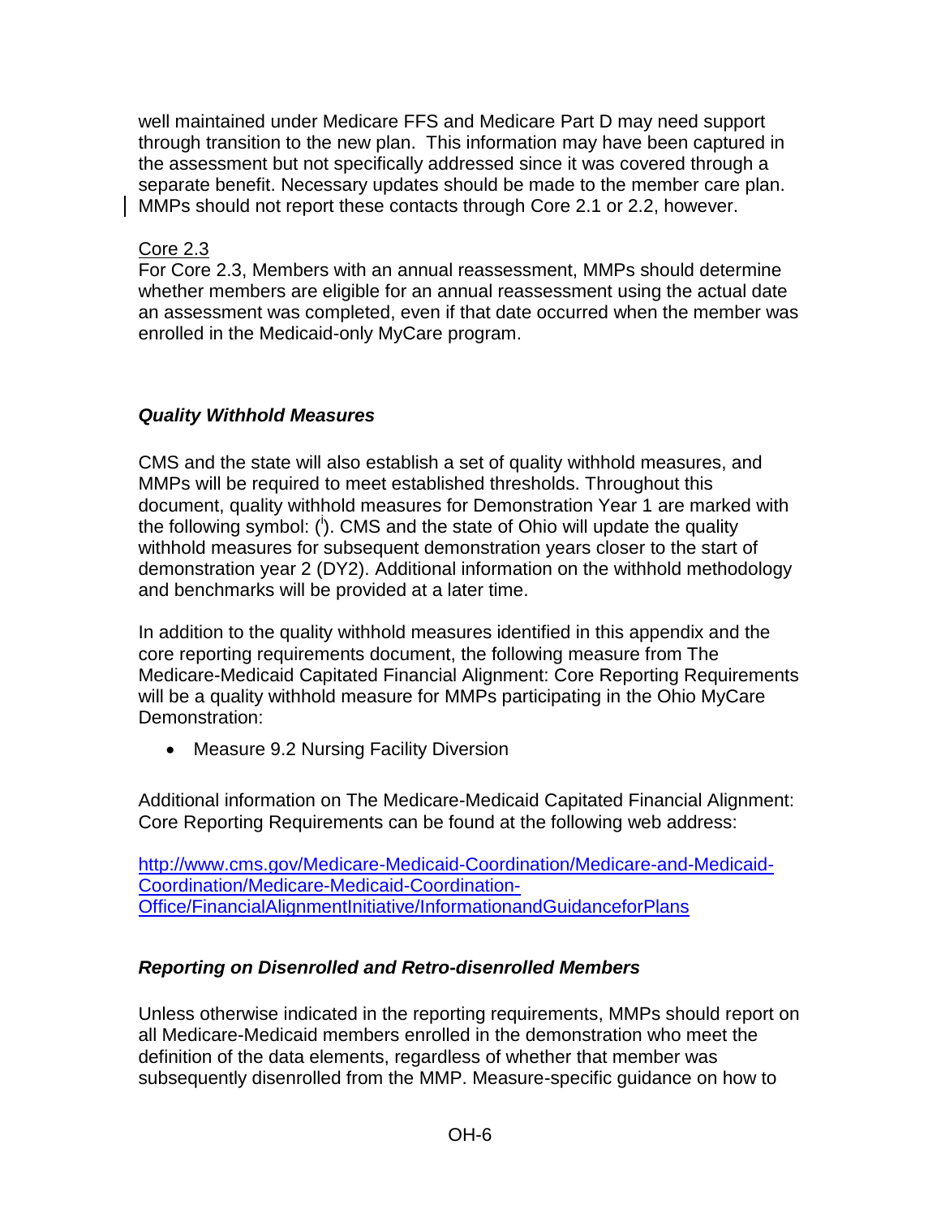well maintained under Medicare FFS and Medicare Part D may need support through transition to the new plan. This information may have been captured in the assessment but not specifically addressed since it was covered through a separate benefit. Necessary updates should be made to the member care plan. MMPs should not report these contacts through Core 2.1 or 2.2, however.

Core 2.3

For Core 2.3, Members with an annual reassessment, MMPs should determine whether members are eligible for an annual reassessment using the actual date an assessment was completed, even if that date occurred when the member was enrolled in the Medicaid-only MyCare program.

### *Quality Withhold Measures*

CMS and the state will also establish a set of quality withhold measures, and MMPs will be required to meet established thresholds. Throughout this document, quality withhold measures for Demonstration Year 1 are marked with the following symbol: ([i]). CMS and the state of Ohio will update the quality withhold measures for subsequent demonstration years closer to the start of demonstration year 2 (DY2). Additional information on the withhold methodology and benchmarks will be provided at a later time.

In addition to the quality withhold measures identified in this appendix and the core reporting requirements document, the following measure from The Medicare-Medicaid Capitated Financial Alignment: Core Reporting Requirements will be a quality withhold measure for MMPs participating in the Ohio MyCare Demonstration:

- Measure 9.2 Nursing Facility Diversion

Additional information on The Medicare-Medicaid Capitated Financial Alignment: Core Reporting Requirements can be found at the following web address:

[http://www.cms.gov/Medicare-Medicaid-Coordination/Medicare-and-Medicaid-Coordination/Medicare-Medicaid-Coordination-Office/FinancialAlignmentInitiative/InformationandGuidanceforPlans](http://www.cms.gov/Medicare-Medicaid-Coordination/Medicare-and-Medicaid-Coordination/Medicare-Medicaid-Coordination-Office/FinancialAlignmentInitiative/InformationandGuidanceforPlans)

### *Reporting on Disenrolled and Retro-disenrolled Members*

Unless otherwise indicated in the reporting requirements, MMPs should report on all Medicare-Medicaid members enrolled in the demonstration who meet the definition of the data elements, regardless of whether that member was subsequently disenrolled from the MMP. Measure-specific guidance on how to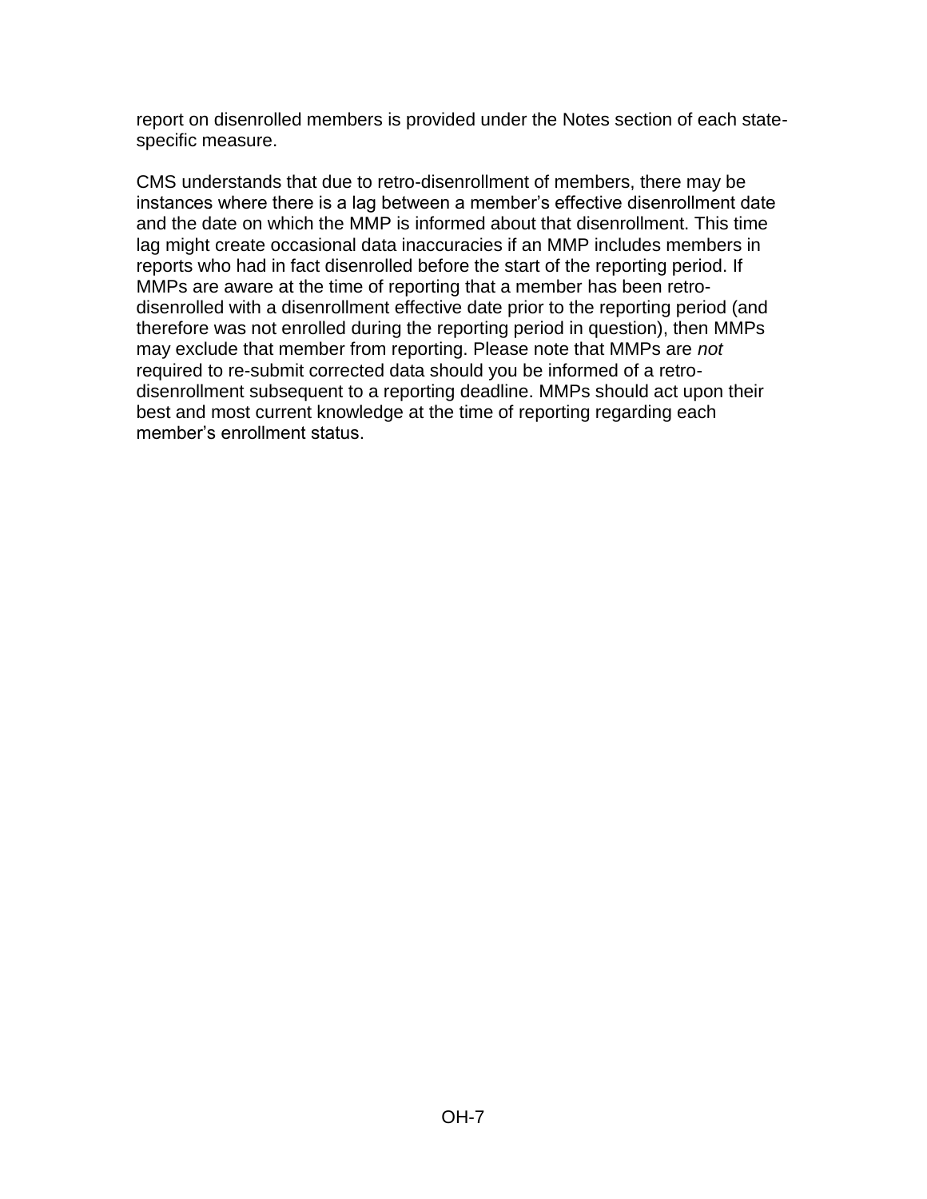report on disenrolled members is provided under the Notes section of each state-specific measure.

CMS understands that due to retro-disenrollment of members, there may be instances where there is a lag between a member’s effective disenrollment date and the date on which the MMP is informed about that disenrollment. This time lag might create occasional data inaccuracies if an MMP includes members in reports who had in fact disenrolled before the start of the reporting period. If MMPs are aware at the time of reporting that a member has been retro-disenrolled with a disenrollment effective date prior to the reporting period (and therefore was not enrolled during the reporting period in question), then MMPs may exclude that member from reporting. Please note that MMPs are *not* required to re-submit corrected data should you be informed of a retro-disenrollment subsequent to a reporting deadline. MMPs should act upon their best and most current knowledge at the time of reporting regarding each member’s enrollment status.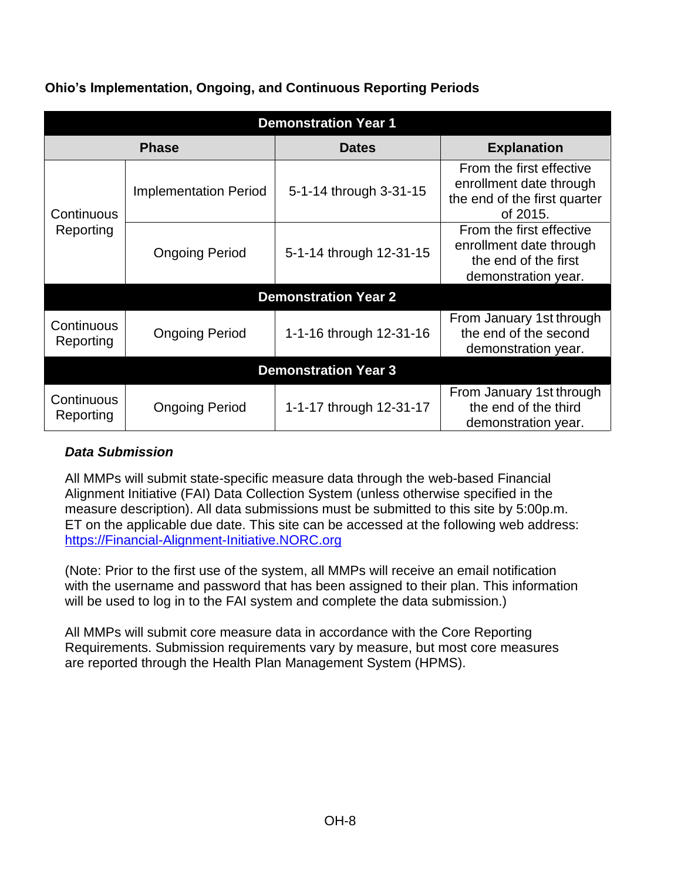**Ohio's Implementation, Ongoing, and Continuous Reporting Periods**

| Phase | | Dates | Explanation |
|---|---|---|---|
| **Demonstration Year 1** | | | |
| Continuous Reporting | Implementation Period | 5-1-14 through 3-31-15 | From the first effective enrollment date through the end of the first quarter of 2015. |
| | Ongoing Period | 5-1-14 through 12-31-15 | From the first effective enrollment date through the end of the first demonstration year. |
| **Demonstration Year 2** | | | |
| Continuous Reporting | Ongoing Period | 1-1-16 through 12-31-16 | From January 1st through the end of the second demonstration year. |
| **Demonstration Year 3** | | | |
| Continuous Reporting | Ongoing Period | 1-1-17 through 12-31-17 | From January 1st through the end of the third demonstration year. |

***Data Submission***

All MMPs will submit state-specific measure data through the web-based Financial Alignment Initiative (FAI) Data Collection System (unless otherwise specified in the measure description). All data submissions must be submitted to this site by 5:00p.m. ET on the applicable due date. This site can be accessed at the following web address: [https://Financial-Alignment-Initiative.NORC.org](https://Financial-Alignment-Initiative.NORC.org)

(Note: Prior to the first use of the system, all MMPs will receive an email notification with the username and password that has been assigned to their plan. This information will be used to log in to the FAI system and complete the data submission.)

All MMPs will submit core measure data in accordance with the Core Reporting Requirements. Submission requirements vary by measure, but most core measures are reported through the Health Plan Management System (HPMS).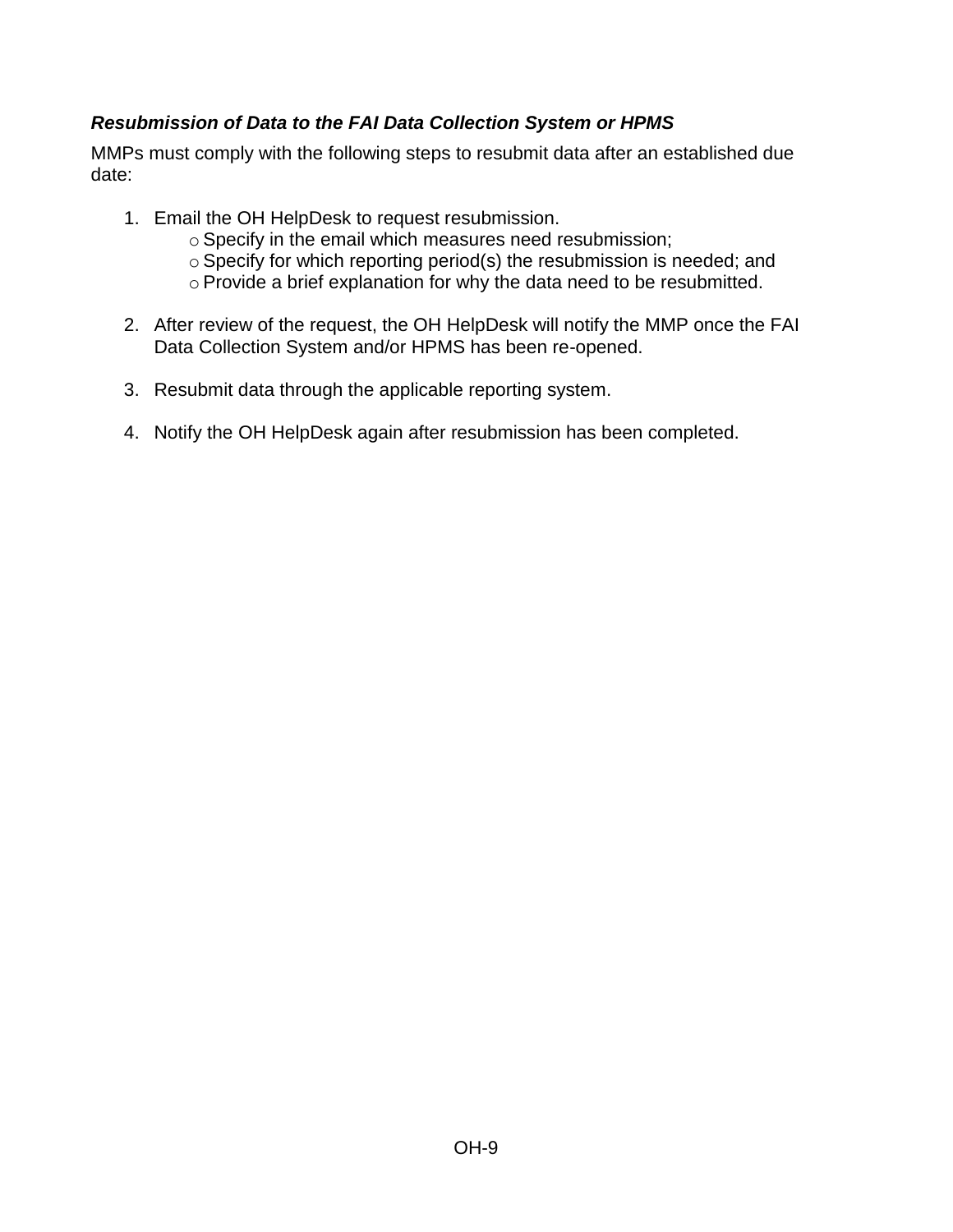***Resubmission of Data to the FAI Data Collection System or HPMS***

MMPs must comply with the following steps to resubmit data after an established due date:

1. Email the OH HelpDesk to request resubmission.
   - Specify in the email which measures need resubmission;
   - Specify for which reporting period(s) the resubmission is needed; and
   - Provide a brief explanation for why the data need to be resubmitted.

2. After review of the request, the OH HelpDesk will notify the MMP once the FAI Data Collection System and/or HPMS has been re-opened.

3. Resubmit data through the applicable reporting system.

4. Notify the OH HelpDesk again after resubmission has been completed.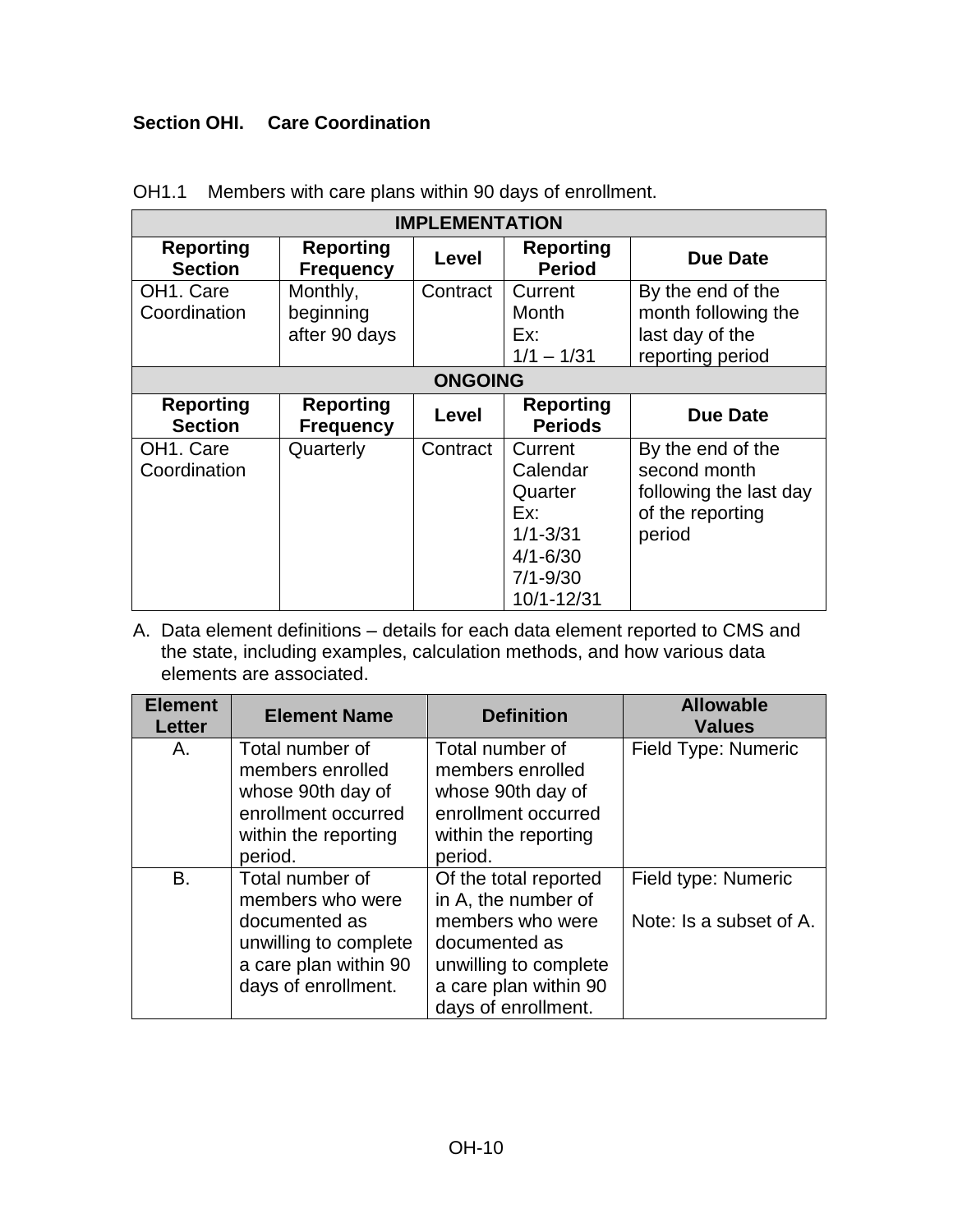## Section OHI. Care Coordination

OH1.1 Members with care plans within 90 days of enrollment.

| IMPLEMENTATION | | | | |
|---|---|---|---|---|
| **Reporting Section** | **Reporting Frequency** | **Level** | **Reporting Period** | **Due Date** |
| OH1. Care Coordination | Monthly, beginning after 90 days | Contract | Current Month Ex: 1/1 – 1/31 | By the end of the month following the last day of the reporting period |
| **ONGOING** | | | | |
| **Reporting Section** | **Reporting Frequency** | **Level** | **Reporting Periods** | **Due Date** |
| OH1. Care Coordination | Quarterly | Contract | Current Calendar Quarter Ex: 1/1-3/31 4/1-6/30 7/1-9/30 10/1-12/31 | By the end of the second month following the last day of the reporting period |

A. Data element definitions – details for each data element reported to CMS and the state, including examples, calculation methods, and how various data elements are associated.

| Element Letter | Element Name | Definition | Allowable Values |
|---|---|---|---|
| A. | Total number of members enrolled whose 90th day of enrollment occurred within the reporting period. | Total number of members enrolled whose 90th day of enrollment occurred within the reporting period. | Field Type: Numeric |
| B. | Total number of members who were documented as unwilling to complete a care plan within 90 days of enrollment. | Of the total reported in A, the number of members who were documented as unwilling to complete a care plan within 90 days of enrollment. | Field type: Numeric<br><br>Note: Is a subset of A. |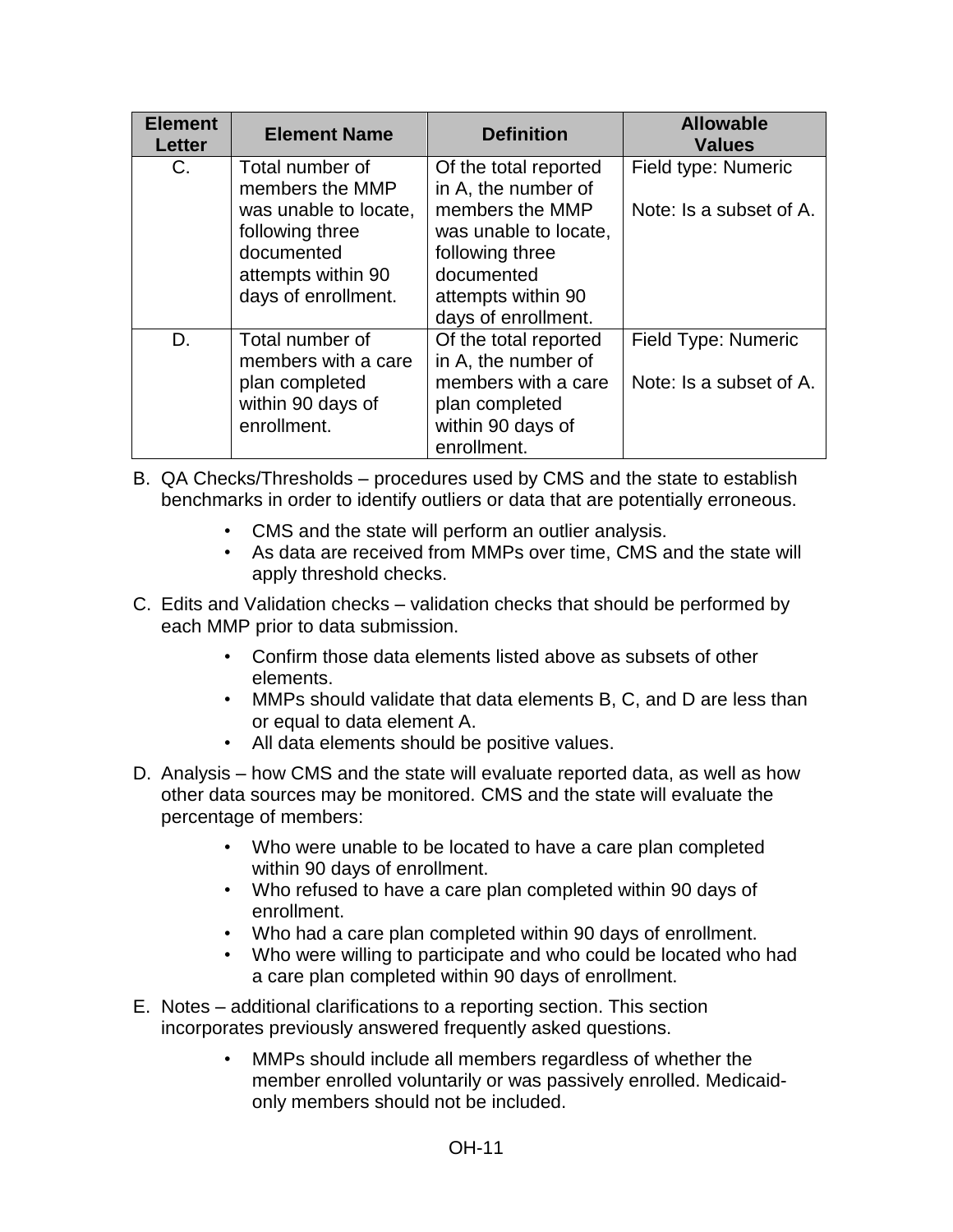| Element Letter | Element Name | Definition | Allowable Values |
|---|---|---|---|
| C. | Total number of members the MMP was unable to locate, following three documented attempts within 90 days of enrollment. | Of the total reported in A, the number of members the MMP was unable to locate, following three documented attempts within 90 days of enrollment. | Field type: Numeric<br><br>Note: Is a subset of A. |
| D. | Total number of members with a care plan completed within 90 days of enrollment. | Of the total reported in A, the number of members with a care plan completed within 90 days of enrollment. | Field Type: Numeric<br><br>Note: Is a subset of A. |

B. QA Checks/Thresholds – procedures used by CMS and the state to establish benchmarks in order to identify outliers or data that are potentially erroneous.

- CMS and the state will perform an outlier analysis.
- As data are received from MMPs over time, CMS and the state will apply threshold checks.

C. Edits and Validation checks – validation checks that should be performed by each MMP prior to data submission.

- Confirm those data elements listed above as subsets of other elements.
- MMPs should validate that data elements B, C, and D are less than or equal to data element A.
- All data elements should be positive values.

D. Analysis – how CMS and the state will evaluate reported data, as well as how other data sources may be monitored. CMS and the state will evaluate the percentage of members:

- Who were unable to be located to have a care plan completed within 90 days of enrollment.
- Who refused to have a care plan completed within 90 days of enrollment.
- Who had a care plan completed within 90 days of enrollment.
- Who were willing to participate and who could be located who had a care plan completed within 90 days of enrollment.

E. Notes – additional clarifications to a reporting section. This section incorporates previously answered frequently asked questions.

- MMPs should include all members regardless of whether the member enrolled voluntarily or was passively enrolled. Medicaid-only members should not be included.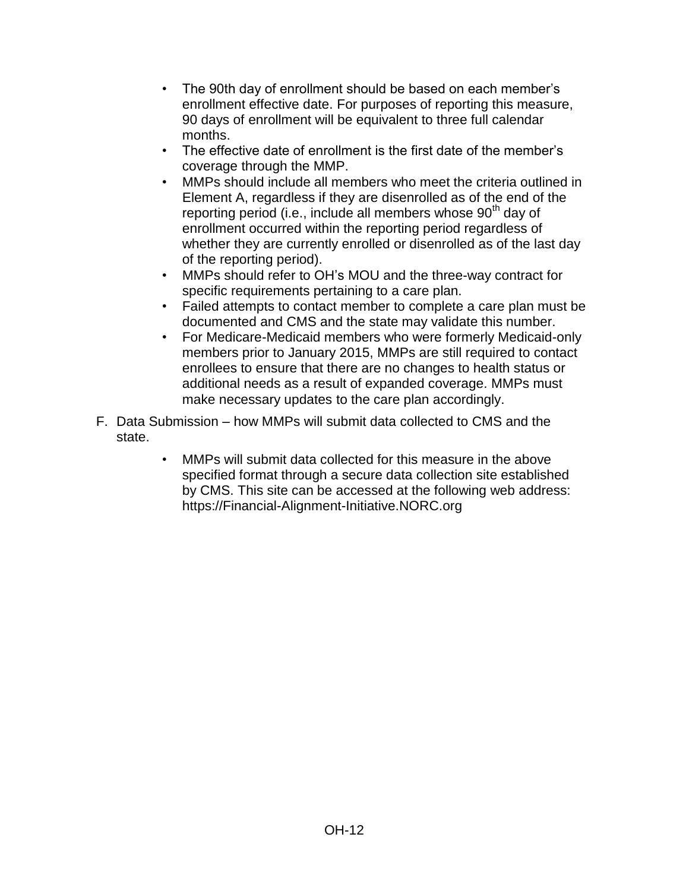- The 90th day of enrollment should be based on each member's enrollment effective date. For purposes of reporting this measure, 90 days of enrollment will be equivalent to three full calendar months.
- The effective date of enrollment is the first date of the member's coverage through the MMP.
- MMPs should include all members who meet the criteria outlined in Element A, regardless if they are disenrolled as of the end of the reporting period (i.e., include all members whose 90th day of enrollment occurred within the reporting period regardless of whether they are currently enrolled or disenrolled as of the last day of the reporting period).
- MMPs should refer to OH's MOU and the three-way contract for specific requirements pertaining to a care plan.
- Failed attempts to contact member to complete a care plan must be documented and CMS and the state may validate this number.
- For Medicare-Medicaid members who were formerly Medicaid-only members prior to January 2015, MMPs are still required to contact enrollees to ensure that there are no changes to health status or additional needs as a result of expanded coverage. MMPs must make necessary updates to the care plan accordingly.

F. Data Submission – how MMPs will submit data collected to CMS and the state.

- MMPs will submit data collected for this measure in the above specified format through a secure data collection site established by CMS. This site can be accessed at the following web address: https://Financial-Alignment-Initiative.NORC.org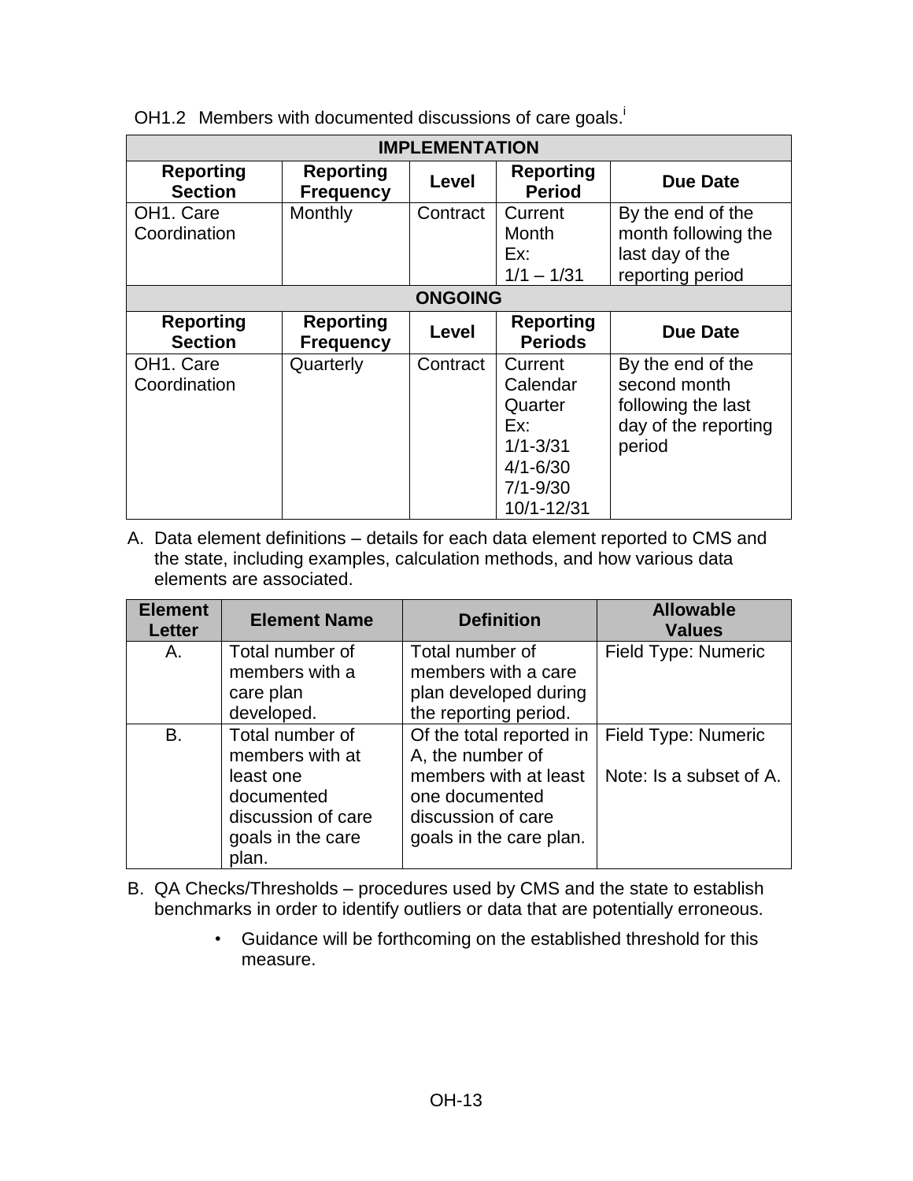OH1.2 Members with documented discussions of care goals.[i]

| IMPLEMENTATION | | | | |
|---|---|---|---|---|
| **Reporting Section** | **Reporting Frequency** | **Level** | **Reporting Period** | **Due Date** |
| OH1. Care Coordination | Monthly | Contract | Current Month Ex: 1/1 – 1/31 | By the end of the month following the last day of the reporting period |
| **ONGOING** | | | | |
| **Reporting Section** | **Reporting Frequency** | **Level** | **Reporting Periods** | **Due Date** |
| OH1. Care Coordination | Quarterly | Contract | Current Calendar Quarter Ex: 1/1-3/31 4/1-6/30 7/1-9/30 10/1-12/31 | By the end of the second month following the last day of the reporting period |

A. Data element definitions – details for each data element reported to CMS and the state, including examples, calculation methods, and how various data elements are associated.

| Element Letter | Element Name | Definition | Allowable Values |
|---|---|---|---|
| A. | Total number of members with a care plan developed. | Total number of members with a care plan developed during the reporting period. | Field Type: Numeric |
| B. | Total number of members with at least one documented discussion of care goals in the care plan. | Of the total reported in A, the number of members with at least one documented discussion of care goals in the care plan. | Field Type: Numeric<br><br>Note: Is a subset of A. |

B. QA Checks/Thresholds – procedures used by CMS and the state to establish benchmarks in order to identify outliers or data that are potentially erroneous.

- Guidance will be forthcoming on the established threshold for this measure.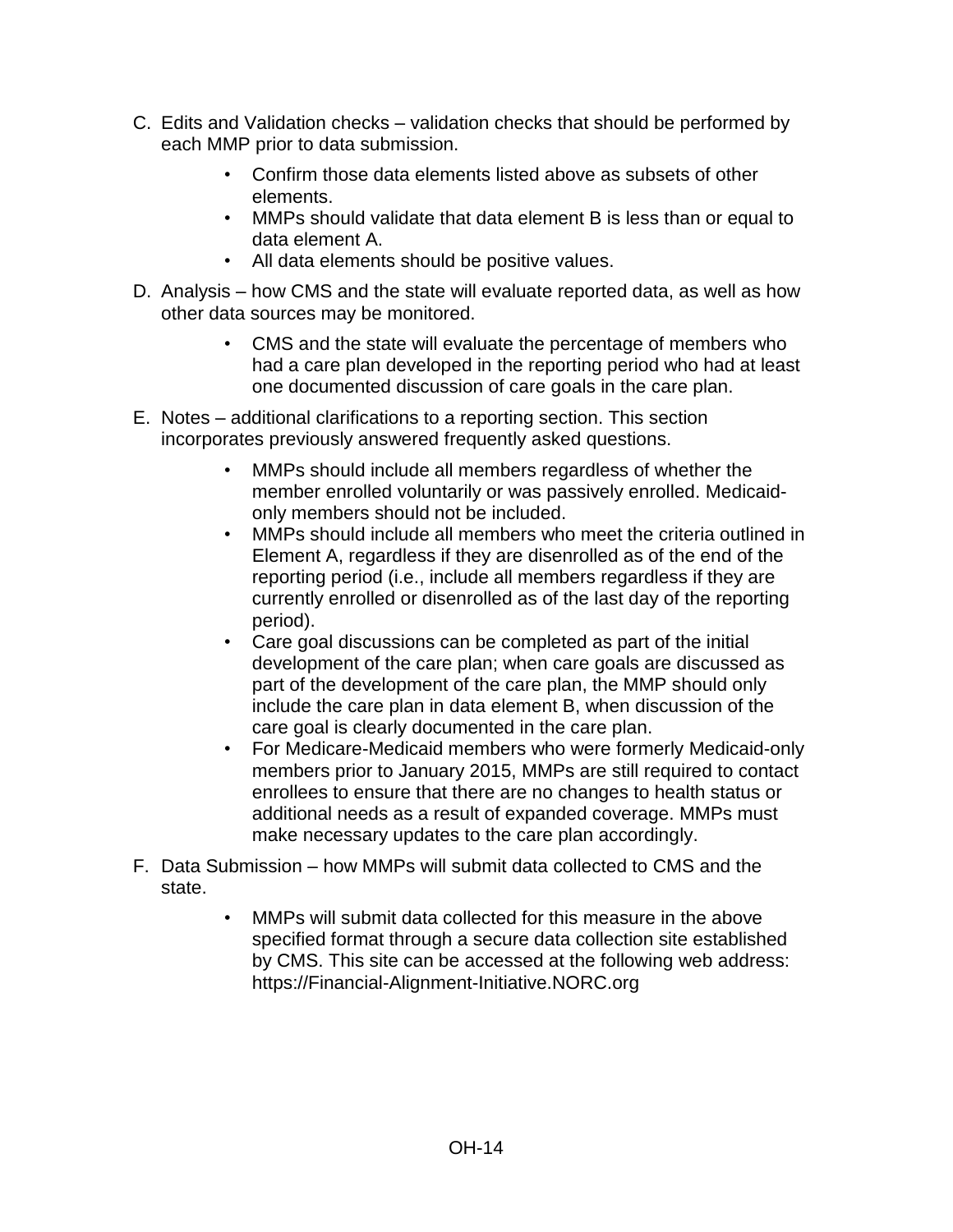C. Edits and Validation checks – validation checks that should be performed by each MMP prior to data submission.

- Confirm those data elements listed above as subsets of other elements.
- MMPs should validate that data element B is less than or equal to data element A.
- All data elements should be positive values.

D. Analysis – how CMS and the state will evaluate reported data, as well as how other data sources may be monitored.

- CMS and the state will evaluate the percentage of members who had a care plan developed in the reporting period who had at least one documented discussion of care goals in the care plan.

E. Notes – additional clarifications to a reporting section. This section incorporates previously answered frequently asked questions.

- MMPs should include all members regardless of whether the member enrolled voluntarily or was passively enrolled. Medicaid-only members should not be included.
- MMPs should include all members who meet the criteria outlined in Element A, regardless if they are disenrolled as of the end of the reporting period (i.e., include all members regardless if they are currently enrolled or disenrolled as of the last day of the reporting period).
- Care goal discussions can be completed as part of the initial development of the care plan; when care goals are discussed as part of the development of the care plan, the MMP should only include the care plan in data element B, when discussion of the care goal is clearly documented in the care plan.
- For Medicare-Medicaid members who were formerly Medicaid-only members prior to January 2015, MMPs are still required to contact enrollees to ensure that there are no changes to health status or additional needs as a result of expanded coverage. MMPs must make necessary updates to the care plan accordingly.

F. Data Submission – how MMPs will submit data collected to CMS and the state.

- MMPs will submit data collected for this measure in the above specified format through a secure data collection site established by CMS. This site can be accessed at the following web address: https://Financial-Alignment-Initiative.NORC.org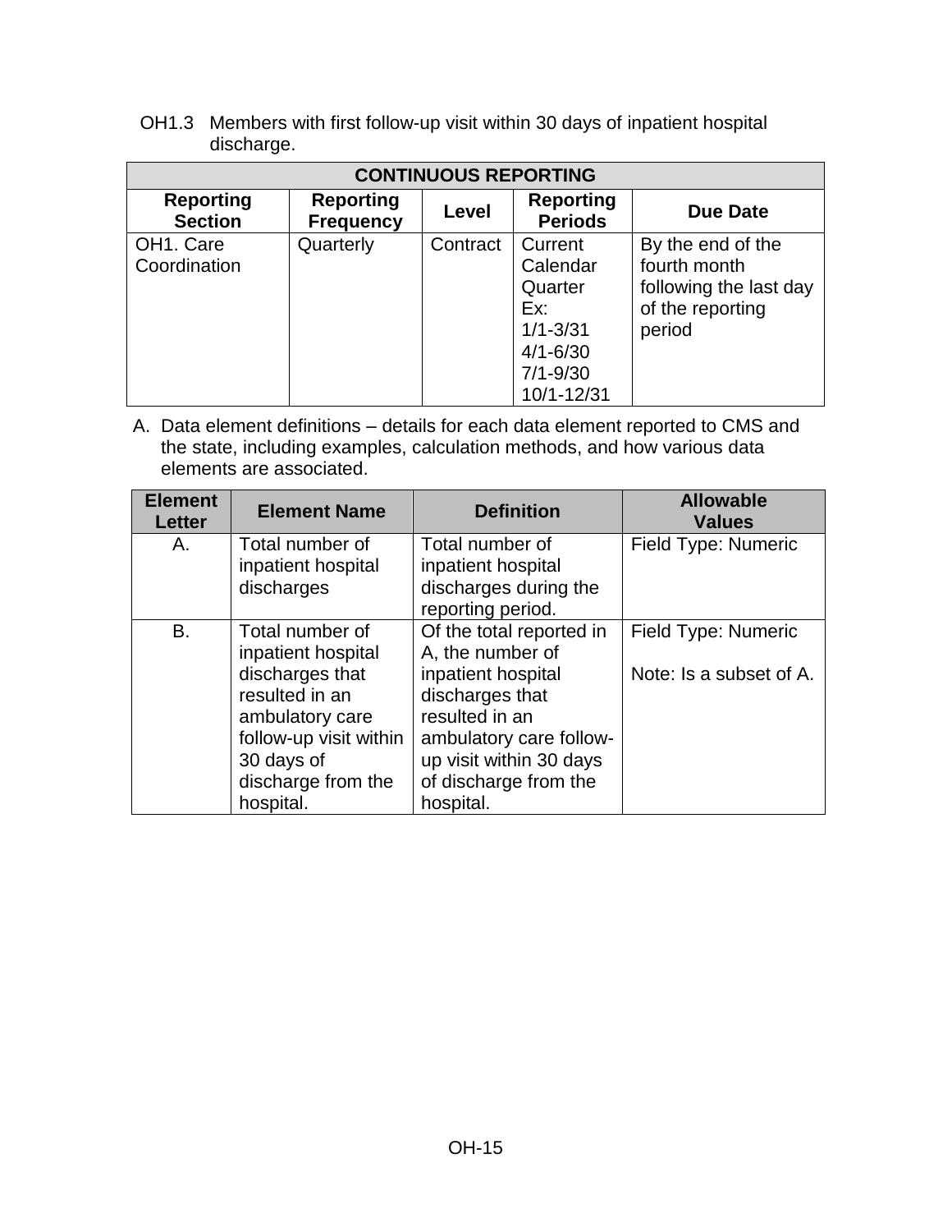OH1.3 Members with first follow-up visit within 30 days of inpatient hospital discharge.

| CONTINUOUS REPORTING | | | | |
|---|---|---|---|---|
| **Reporting Section** | **Reporting Frequency** | **Level** | **Reporting Periods** | **Due Date** |
| OH1. Care Coordination | Quarterly | Contract | Current Calendar Quarter Ex: 1/1-3/31 4/1-6/30 7/1-9/30 10/1-12/31 | By the end of the fourth month following the last day of the reporting period |

A. Data element definitions – details for each data element reported to CMS and the state, including examples, calculation methods, and how various data elements are associated.

| Element Letter | Element Name | Definition | Allowable Values |
|---|---|---|---|
| A. | Total number of inpatient hospital discharges | Total number of inpatient hospital discharges during the reporting period. | Field Type: Numeric |
| B. | Total number of inpatient hospital discharges that resulted in an ambulatory care follow-up visit within 30 days of discharge from the hospital. | Of the total reported in A, the number of inpatient hospital discharges that resulted in an ambulatory care follow-up visit within 30 days of discharge from the hospital. | Field Type: Numeric<br><br>Note: Is a subset of A. |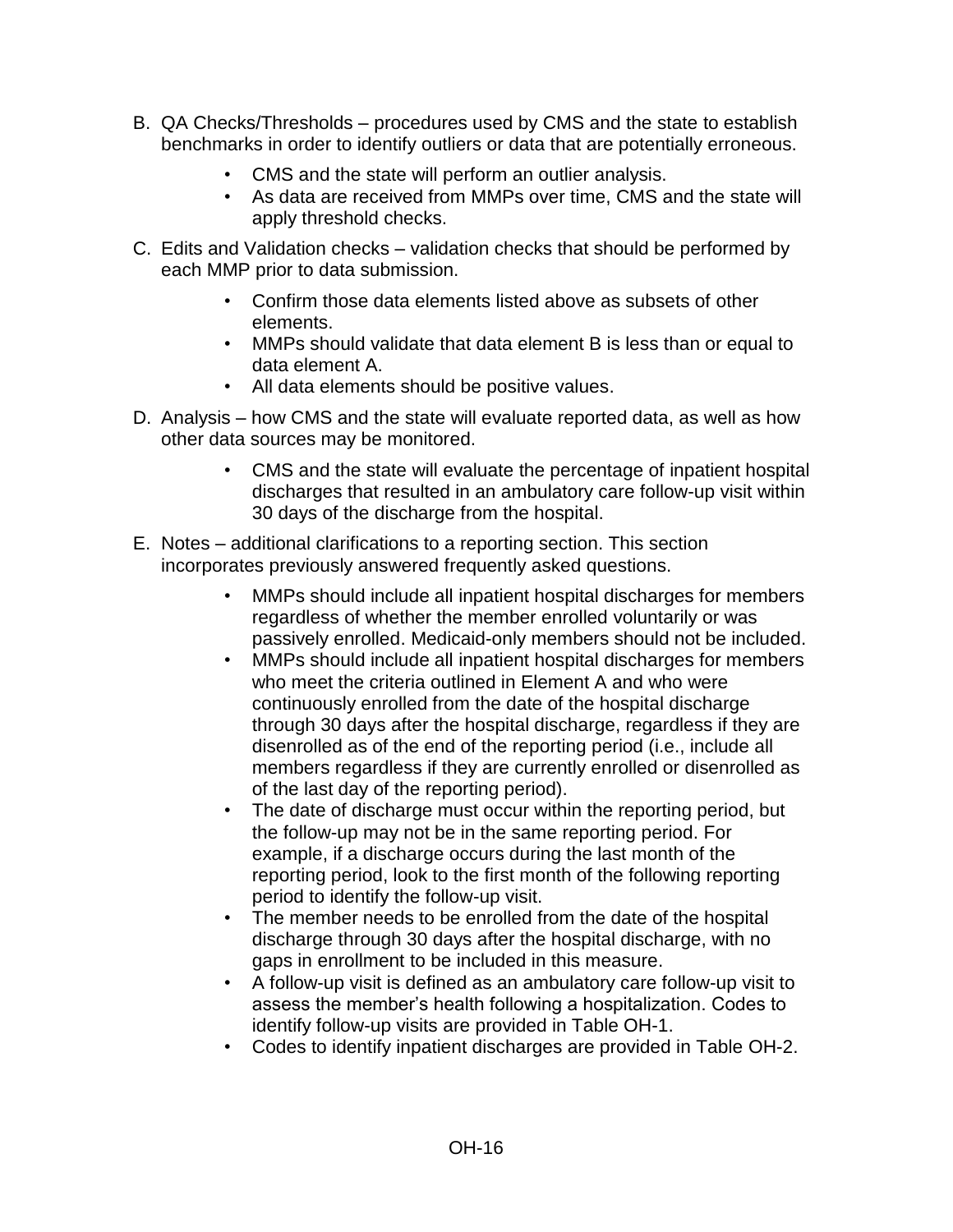B. QA Checks/Thresholds – procedures used by CMS and the state to establish benchmarks in order to identify outliers or data that are potentially erroneous.

   - CMS and the state will perform an outlier analysis.
   - As data are received from MMPs over time, CMS and the state will apply threshold checks.

C. Edits and Validation checks – validation checks that should be performed by each MMP prior to data submission.

   - Confirm those data elements listed above as subsets of other elements.
   - MMPs should validate that data element B is less than or equal to data element A.
   - All data elements should be positive values.

D. Analysis – how CMS and the state will evaluate reported data, as well as how other data sources may be monitored.

   - CMS and the state will evaluate the percentage of inpatient hospital discharges that resulted in an ambulatory care follow-up visit within 30 days of the discharge from the hospital.

E. Notes – additional clarifications to a reporting section. This section incorporates previously answered frequently asked questions.

   - MMPs should include all inpatient hospital discharges for members regardless of whether the member enrolled voluntarily or was passively enrolled. Medicaid-only members should not be included.
   - MMPs should include all inpatient hospital discharges for members who meet the criteria outlined in Element A and who were continuously enrolled from the date of the hospital discharge through 30 days after the hospital discharge, regardless if they are disenrolled as of the end of the reporting period (i.e., include all members regardless if they are currently enrolled or disenrolled as of the last day of the reporting period).
   - The date of discharge must occur within the reporting period, but the follow-up may not be in the same reporting period. For example, if a discharge occurs during the last month of the reporting period, look to the first month of the following reporting period to identify the follow-up visit.
   - The member needs to be enrolled from the date of the hospital discharge through 30 days after the hospital discharge, with no gaps in enrollment to be included in this measure.
   - A follow-up visit is defined as an ambulatory care follow-up visit to assess the member's health following a hospitalization. Codes to identify follow-up visits are provided in Table OH-1.
   - Codes to identify inpatient discharges are provided in Table OH-2.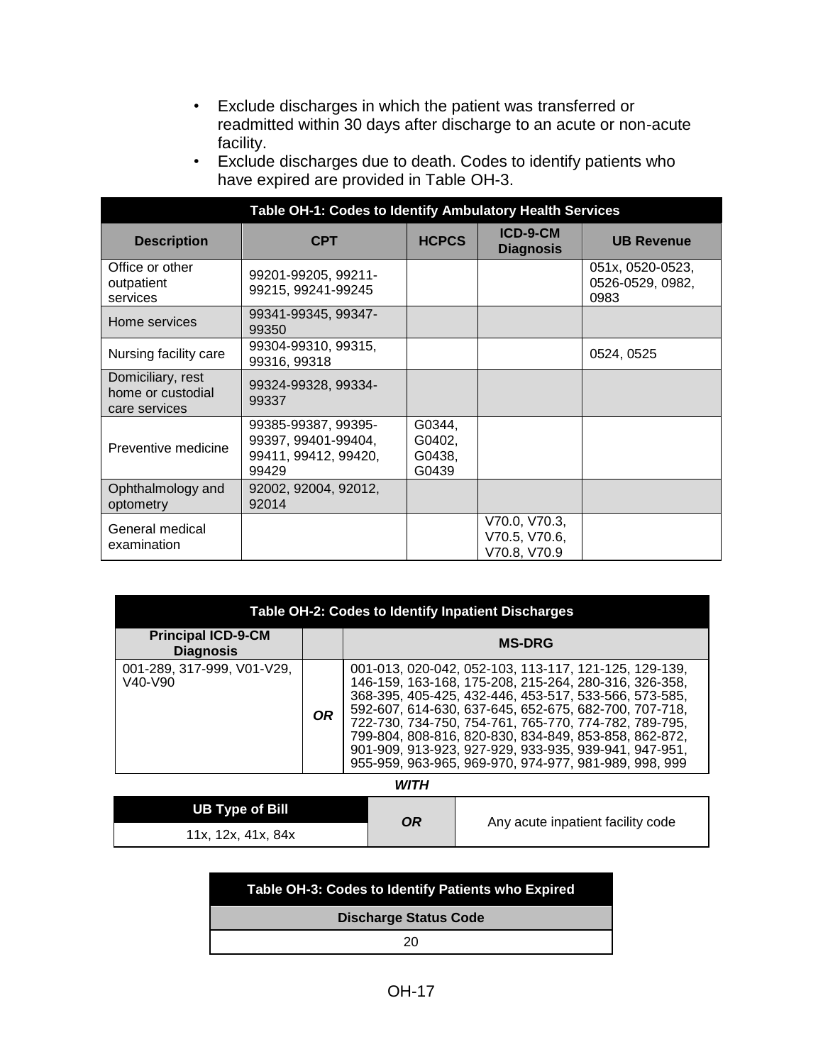- Exclude discharges in which the patient was transferred or readmitted within 30 days after discharge to an acute or non-acute facility.
- Exclude discharges due to death. Codes to identify patients who have expired are provided in Table OH-3.

**Table OH-1: Codes to Identify Ambulatory Health Services**

| Description | CPT | HCPCS | ICD-9-CM Diagnosis | UB Revenue |
|---|---|---|---|---|
| Office or other outpatient services | 99201-99205, 99211-99215, 99241-99245 | | | 051x, 0520-0523, 0526-0529, 0982, 0983 |
| Home services | 99341-99345, 99347-99350 | | | |
| Nursing facility care | 99304-99310, 99315, 99316, 99318 | | | 0524, 0525 |
| Domiciliary, rest home or custodial care services | 99324-99328, 99334-99337 | | | |
| Preventive medicine | 99385-99387, 99395-99397, 99401-99404, 99411, 99412, 99420, 99429 | G0344, G0402, G0438, G0439 | | |
| Ophthalmology and optometry | 92002, 92004, 92012, 92014 | | | |
| General medical examination | | | V70.0, V70.3, V70.5, V70.6, V70.8, V70.9 | |

**Table OH-2: Codes to Identify Inpatient Discharges**

| Principal ICD-9-CM Diagnosis | | MS-DRG |
|---|---|---|
| 001-289, 317-999, V01-V29, V40-V90 | ***OR*** | 001-013, 020-042, 052-103, 113-117, 121-125, 129-139, 146-159, 163-168, 175-208, 215-264, 280-316, 326-358, 368-395, 405-425, 432-446, 453-517, 533-566, 573-585, 592-607, 614-630, 637-645, 652-675, 682-700, 707-718, 722-730, 734-750, 754-761, 765-770, 774-782, 789-795, 799-804, 808-816, 820-830, 834-849, 853-858, 862-872, 901-909, 913-923, 927-929, 933-935, 939-941, 947-951, 955-959, 963-965, 969-970, 974-977, 981-989, 998, 999 |

***WITH***

| UB Type of Bill | | |
|---|---|---|
| 11x, 12x, 41x, 84x | ***OR*** | Any acute inpatient facility code |

**Table OH-3: Codes to Identify Patients who Expired**

| Discharge Status Code |
|---|
| 20 |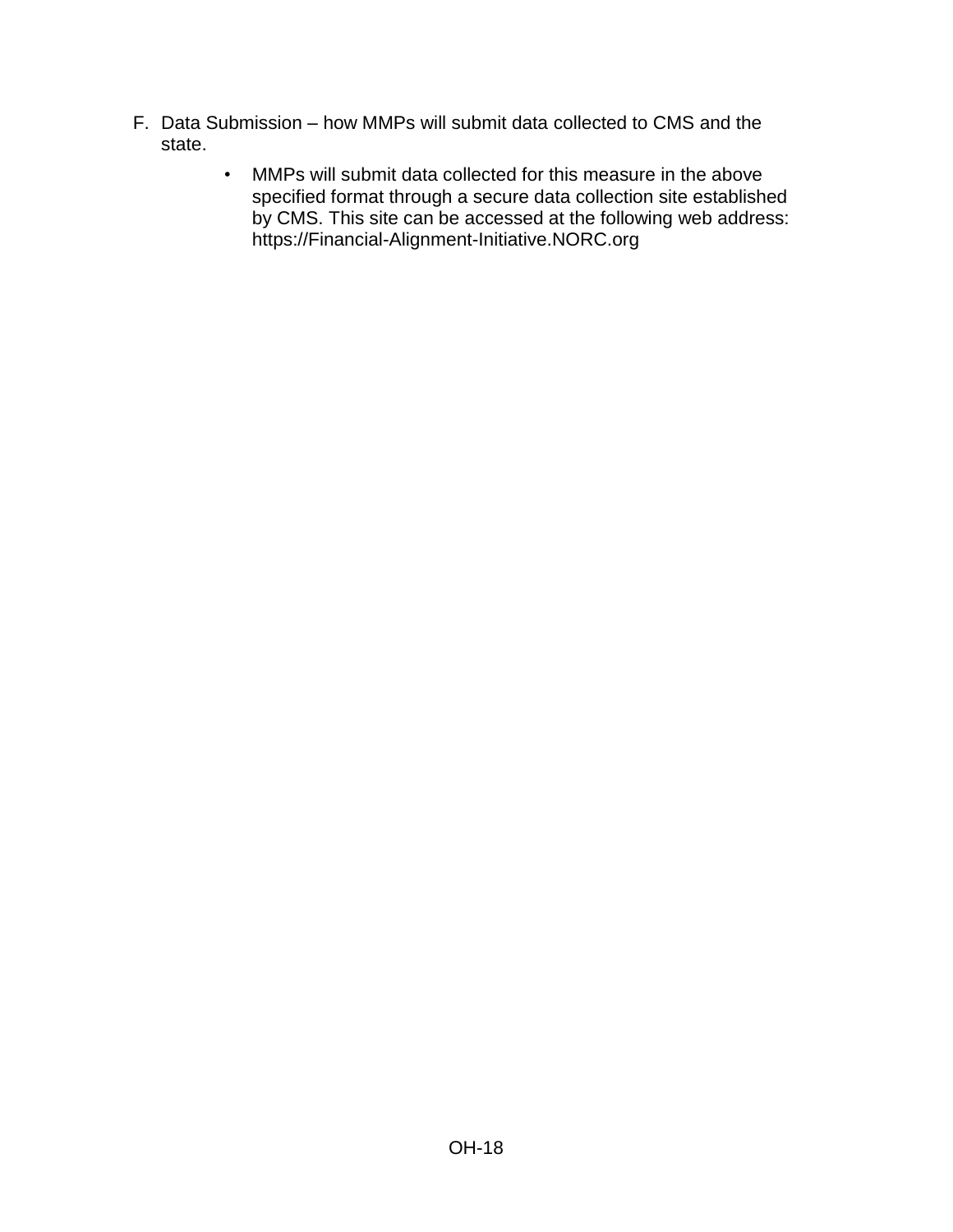F. Data Submission – how MMPs will submit data collected to CMS and the state.

- MMPs will submit data collected for this measure in the above specified format through a secure data collection site established by CMS. This site can be accessed at the following web address: https://Financial-Alignment-Initiative.NORC.org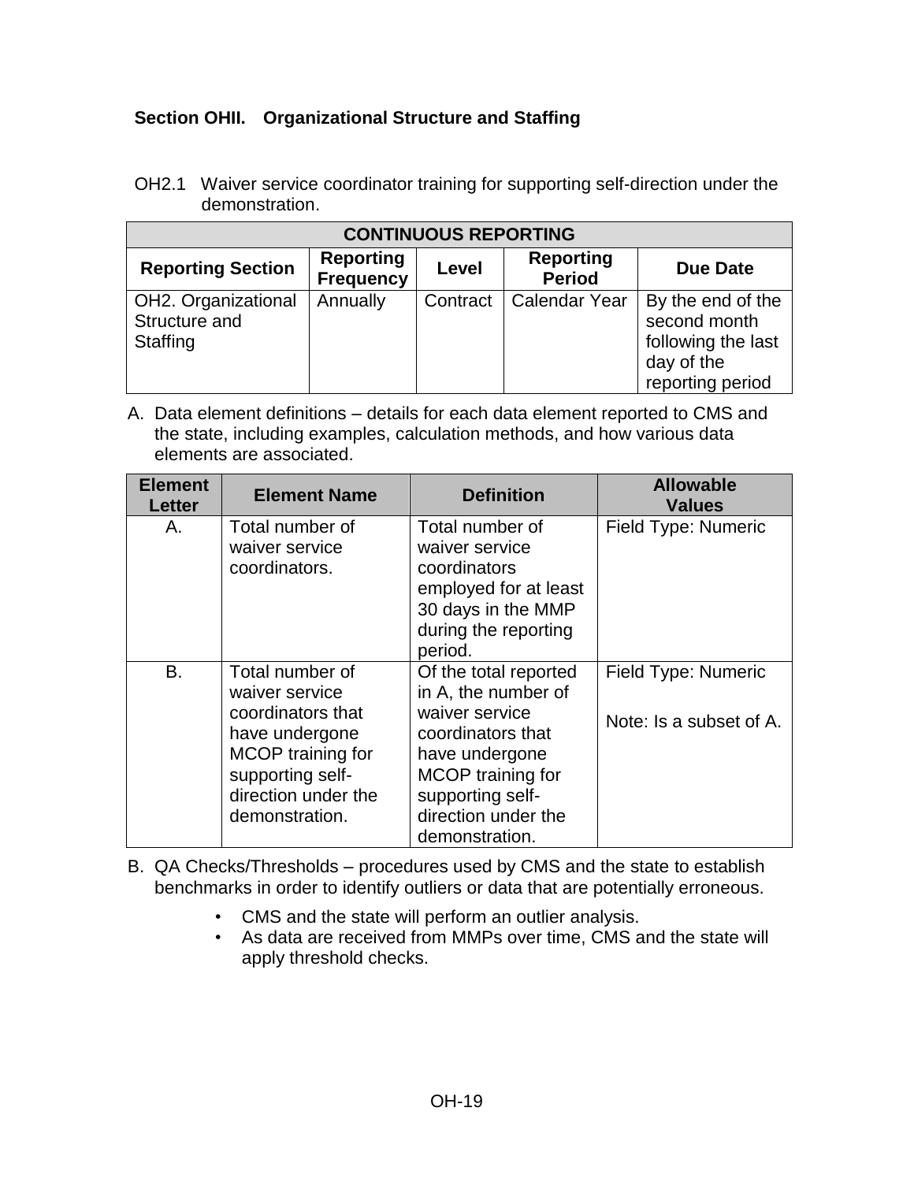## Section OHII. Organizational Structure and Staffing

OH2.1 Waiver service coordinator training for supporting self-direction under the demonstration.

| CONTINUOUS REPORTING | | | | |
|---|---|---|---|---|
| **Reporting Section** | **Reporting Frequency** | **Level** | **Reporting Period** | **Due Date** |
| OH2. Organizational Structure and Staffing | Annually | Contract | Calendar Year | By the end of the second month following the last day of the reporting period |

A. Data element definitions – details for each data element reported to CMS and the state, including examples, calculation methods, and how various data elements are associated.

| Element Letter | Element Name | Definition | Allowable Values |
|---|---|---|---|
| A. | Total number of waiver service coordinators. | Total number of waiver service coordinators employed for at least 30 days in the MMP during the reporting period. | Field Type: Numeric |
| B. | Total number of waiver service coordinators that have undergone MCOP training for supporting self-direction under the demonstration. | Of the total reported in A, the number of waiver service coordinators that have undergone MCOP training for supporting self-direction under the demonstration. | Field Type: Numeric<br><br>Note: Is a subset of A. |

B. QA Checks/Thresholds – procedures used by CMS and the state to establish benchmarks in order to identify outliers or data that are potentially erroneous.

- CMS and the state will perform an outlier analysis.
- As data are received from MMPs over time, CMS and the state will apply threshold checks.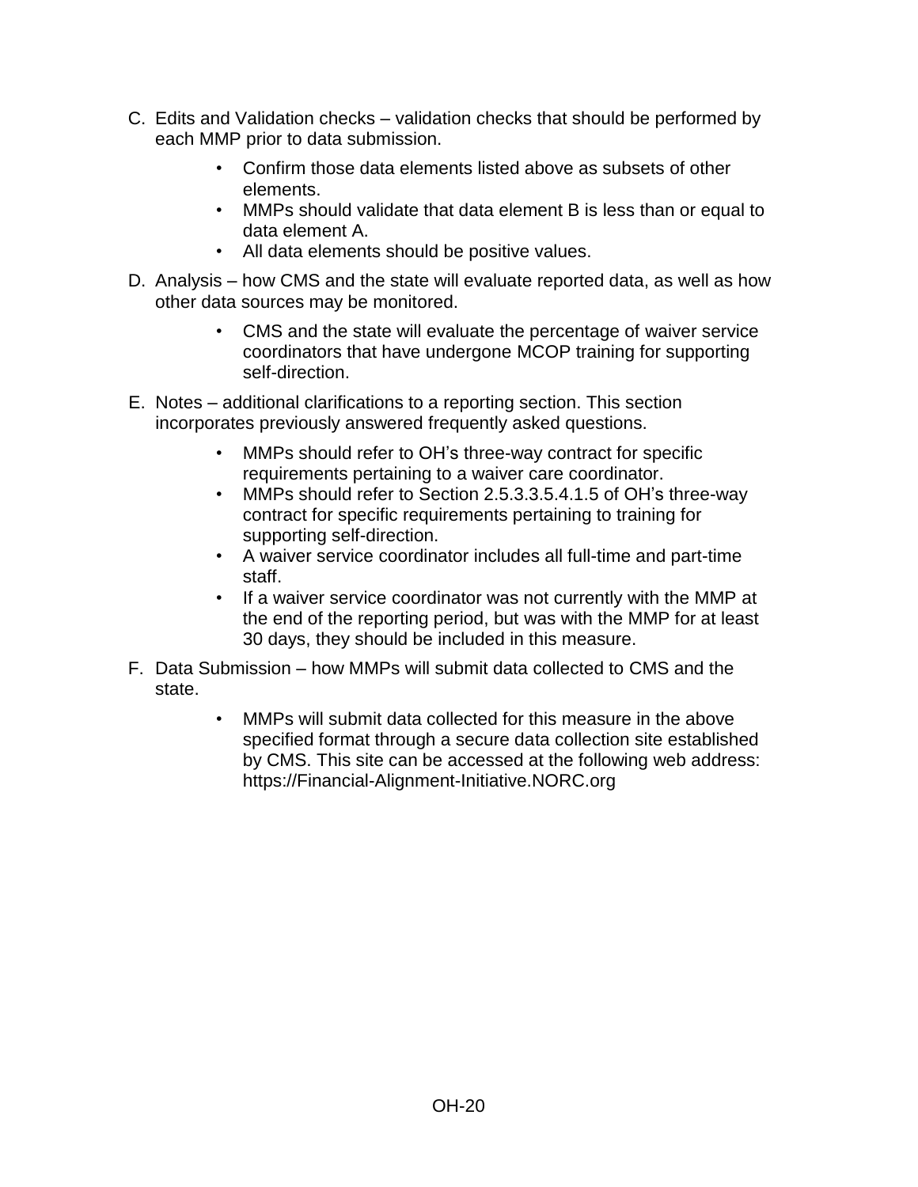C. Edits and Validation checks – validation checks that should be performed by each MMP prior to data submission.

- Confirm those data elements listed above as subsets of other elements.
- MMPs should validate that data element B is less than or equal to data element A.
- All data elements should be positive values.

D. Analysis – how CMS and the state will evaluate reported data, as well as how other data sources may be monitored.

- CMS and the state will evaluate the percentage of waiver service coordinators that have undergone MCOP training for supporting self-direction.

E. Notes – additional clarifications to a reporting section. This section incorporates previously answered frequently asked questions.

- MMPs should refer to OH's three-way contract for specific requirements pertaining to a waiver care coordinator.
- MMPs should refer to Section 2.5.3.3.5.4.1.5 of OH's three-way contract for specific requirements pertaining to training for supporting self-direction.
- A waiver service coordinator includes all full-time and part-time staff.
- If a waiver service coordinator was not currently with the MMP at the end of the reporting period, but was with the MMP for at least 30 days, they should be included in this measure.

F. Data Submission – how MMPs will submit data collected to CMS and the state.

- MMPs will submit data collected for this measure in the above specified format through a secure data collection site established by CMS. This site can be accessed at the following web address: https://Financial-Alignment-Initiative.NORC.org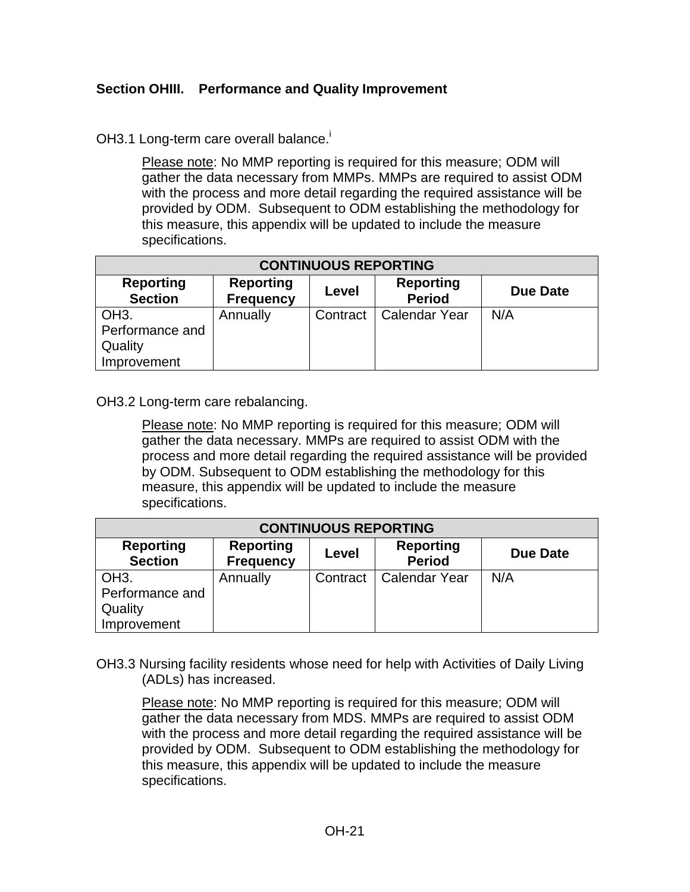### Section OHIII. Performance and Quality Improvement

OH3.1 Long-term care overall balance.[i]

Please note: No MMP reporting is required for this measure; ODM will gather the data necessary from MMPs. MMPs are required to assist ODM with the process and more detail regarding the required assistance will be provided by ODM. Subsequent to ODM establishing the methodology for this measure, this appendix will be updated to include the measure specifications.

| CONTINUOUS REPORTING | | | | |
|---|---|---|---|---|
| **Reporting Section** | **Reporting Frequency** | **Level** | **Reporting Period** | **Due Date** |
| OH3. Performance and Quality Improvement | Annually | Contract | Calendar Year | N/A |

OH3.2 Long-term care rebalancing.

Please note: No MMP reporting is required for this measure; ODM will gather the data necessary. MMPs are required to assist ODM with the process and more detail regarding the required assistance will be provided by ODM. Subsequent to ODM establishing the methodology for this measure, this appendix will be updated to include the measure specifications.

| CONTINUOUS REPORTING | | | | |
|---|---|---|---|---|
| **Reporting Section** | **Reporting Frequency** | **Level** | **Reporting Period** | **Due Date** |
| OH3. Performance and Quality Improvement | Annually | Contract | Calendar Year | N/A |

OH3.3 Nursing facility residents whose need for help with Activities of Daily Living (ADLs) has increased.

Please note: No MMP reporting is required for this measure; ODM will gather the data necessary from MDS. MMPs are required to assist ODM with the process and more detail regarding the required assistance will be provided by ODM. Subsequent to ODM establishing the methodology for this measure, this appendix will be updated to include the measure specifications.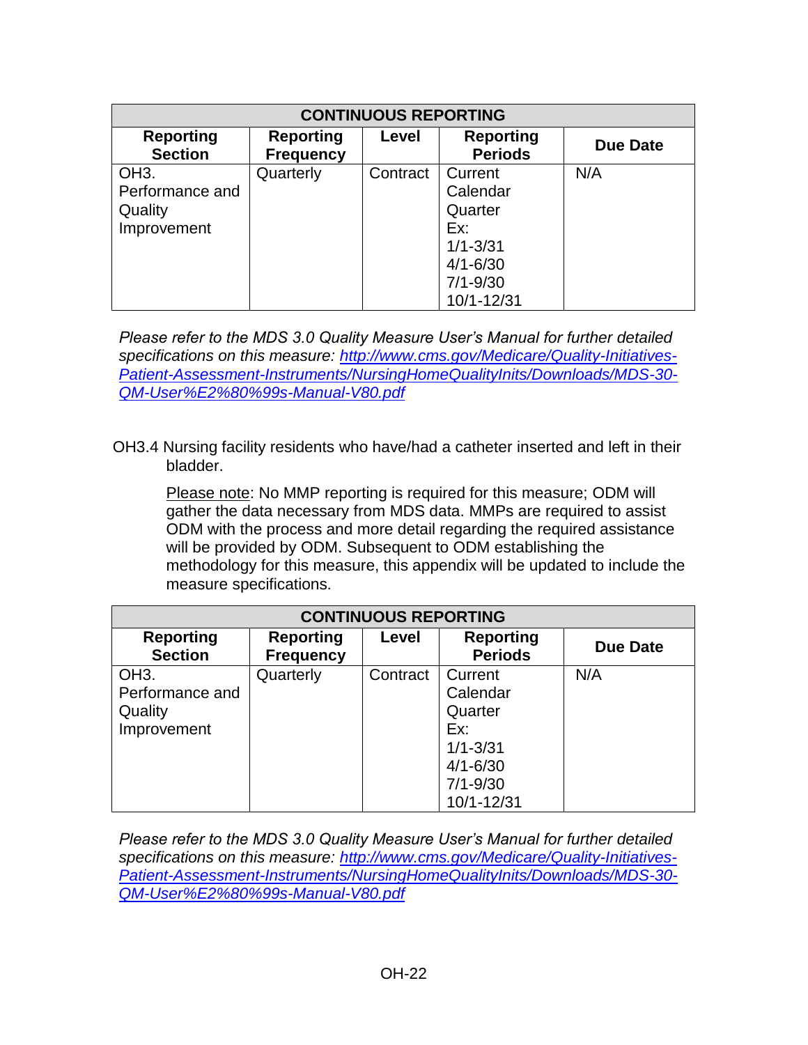| CONTINUOUS REPORTING | | | | |
|---|---|---|---|---|
| **Reporting Section** | **Reporting Frequency** | **Level** | **Reporting Periods** | **Due Date** |
| OH3. Performance and Quality Improvement | Quarterly | Contract | Current Calendar Quarter Ex: 1/1-3/31 4/1-6/30 7/1-9/30 10/1-12/31 | N/A |

*Please refer to the MDS 3.0 Quality Measure User's Manual for further detailed specifications on this measure: [http://www.cms.gov/Medicare/Quality-Initiatives-Patient-Assessment-Instruments/NursingHomeQualityInits/Downloads/MDS-30-QM-User%E2%80%99s-Manual-V80.pdf](http://www.cms.gov/Medicare/Quality-Initiatives-Patient-Assessment-Instruments/NursingHomeQualityInits/Downloads/MDS-30-QM-User%E2%80%99s-Manual-V80.pdf)*

OH3.4 Nursing facility residents who have/had a catheter inserted and left in their bladder.

Please note: No MMP reporting is required for this measure; ODM will gather the data necessary from MDS data. MMPs are required to assist ODM with the process and more detail regarding the required assistance will be provided by ODM. Subsequent to ODM establishing the methodology for this measure, this appendix will be updated to include the measure specifications.

| CONTINUOUS REPORTING | | | | |
|---|---|---|---|---|
| **Reporting Section** | **Reporting Frequency** | **Level** | **Reporting Periods** | **Due Date** |
| OH3. Performance and Quality Improvement | Quarterly | Contract | Current Calendar Quarter Ex: 1/1-3/31 4/1-6/30 7/1-9/30 10/1-12/31 | N/A |

*Please refer to the MDS 3.0 Quality Measure User's Manual for further detailed specifications on this measure: [http://www.cms.gov/Medicare/Quality-Initiatives-Patient-Assessment-Instruments/NursingHomeQualityInits/Downloads/MDS-30-QM-User%E2%80%99s-Manual-V80.pdf](http://www.cms.gov/Medicare/Quality-Initiatives-Patient-Assessment-Instruments/NursingHomeQualityInits/Downloads/MDS-30-QM-User%E2%80%99s-Manual-V80.pdf)*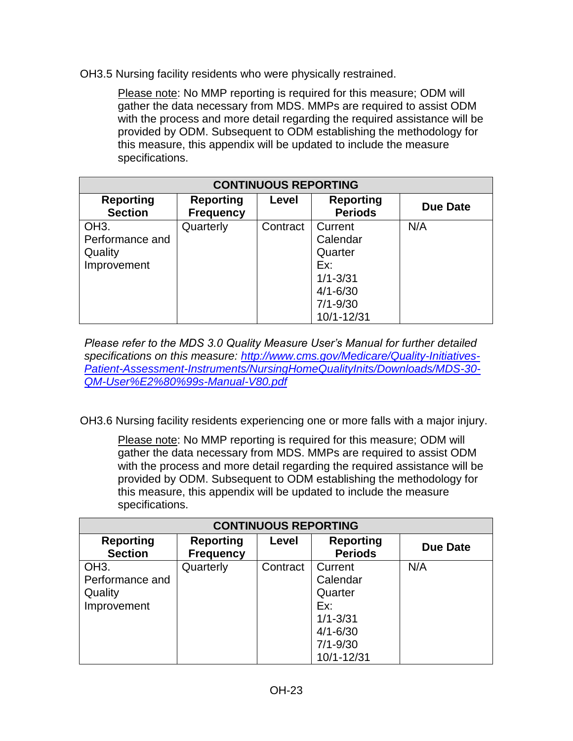OH3.5 Nursing facility residents who were physically restrained.

Please note: No MMP reporting is required for this measure; ODM will gather the data necessary from MDS. MMPs are required to assist ODM with the process and more detail regarding the required assistance will be provided by ODM. Subsequent to ODM establishing the methodology for this measure, this appendix will be updated to include the measure specifications.

| CONTINUOUS REPORTING | | | | |
|---|---|---|---|---|
| **Reporting Section** | **Reporting Frequency** | **Level** | **Reporting Periods** | **Due Date** |
| OH3. Performance and Quality Improvement | Quarterly | Contract | Current Calendar Quarter Ex: 1/1-3/31 4/1-6/30 7/1-9/30 10/1-12/31 | N/A |

*Please refer to the MDS 3.0 Quality Measure User's Manual for further detailed specifications on this measure: http://www.cms.gov/Medicare/Quality-Initiatives-Patient-Assessment-Instruments/NursingHomeQualityInits/Downloads/MDS-30-QM-User%E2%80%99s-Manual-V80.pdf*

OH3.6 Nursing facility residents experiencing one or more falls with a major injury.

Please note: No MMP reporting is required for this measure; ODM will gather the data necessary from MDS. MMPs are required to assist ODM with the process and more detail regarding the required assistance will be provided by ODM. Subsequent to ODM establishing the methodology for this measure, this appendix will be updated to include the measure specifications.

| CONTINUOUS REPORTING | | | | |
|---|---|---|---|---|
| **Reporting Section** | **Reporting Frequency** | **Level** | **Reporting Periods** | **Due Date** |
| OH3. Performance and Quality Improvement | Quarterly | Contract | Current Calendar Quarter Ex: 1/1-3/31 4/1-6/30 7/1-9/30 10/1-12/31 | N/A |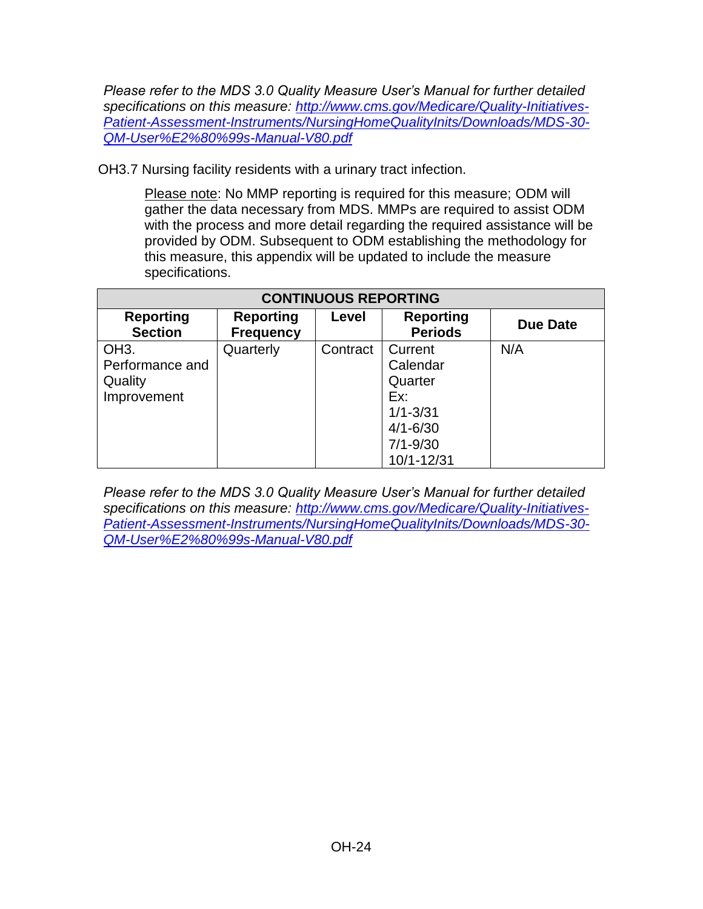*Please refer to the MDS 3.0 Quality Measure User's Manual for further detailed specifications on this measure: [http://www.cms.gov/Medicare/Quality-Initiatives-Patient-Assessment-Instruments/NursingHomeQualityInits/Downloads/MDS-30-QM-User%E2%80%99s-Manual-V80.pdf](http://www.cms.gov/Medicare/Quality-Initiatives-Patient-Assessment-Instruments/NursingHomeQualityInits/Downloads/MDS-30-QM-User%E2%80%99s-Manual-V80.pdf)*

OH3.7 Nursing facility residents with a urinary tract infection.

> Please note: No MMP reporting is required for this measure; ODM will gather the data necessary from MDS. MMPs are required to assist ODM with the process and more detail regarding the required assistance will be provided by ODM. Subsequent to ODM establishing the methodology for this measure, this appendix will be updated to include the measure specifications.

| CONTINUOUS REPORTING | | | | |
|---|---|---|---|---|
| **Reporting Section** | **Reporting Frequency** | **Level** | **Reporting Periods** | **Due Date** |
| OH3. Performance and Quality Improvement | Quarterly | Contract | Current Calendar Quarter Ex: 1/1-3/31 4/1-6/30 7/1-9/30 10/1-12/31 | N/A |

*Please refer to the MDS 3.0 Quality Measure User's Manual for further detailed specifications on this measure: [http://www.cms.gov/Medicare/Quality-Initiatives-Patient-Assessment-Instruments/NursingHomeQualityInits/Downloads/MDS-30-QM-User%E2%80%99s-Manual-V80.pdf](http://www.cms.gov/Medicare/Quality-Initiatives-Patient-Assessment-Instruments/NursingHomeQualityInits/Downloads/MDS-30-QM-User%E2%80%99s-Manual-V80.pdf)*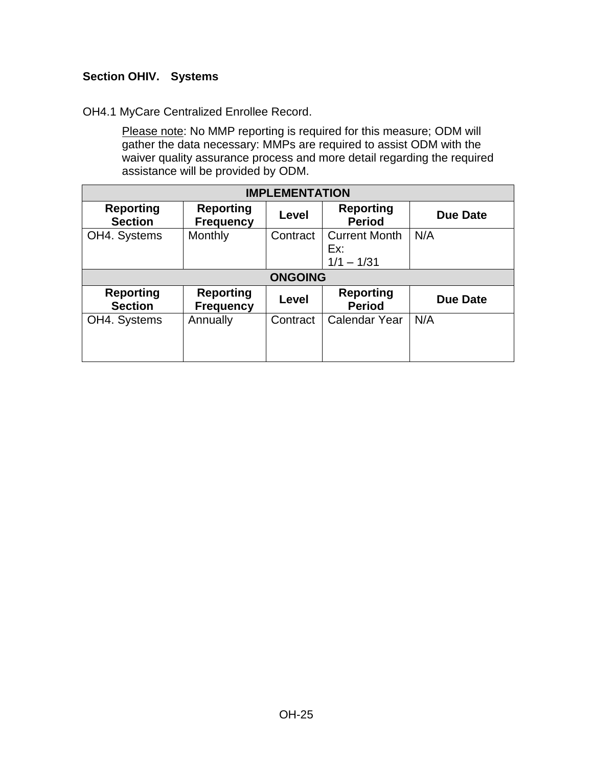## Section OHIV. Systems

OH4.1 MyCare Centralized Enrollee Record.

> Please note: No MMP reporting is required for this measure; ODM will gather the data necessary: MMPs are required to assist ODM with the waiver quality assurance process and more detail regarding the required assistance will be provided by ODM.

| IMPLEMENTATION | | | | |
|---|---|---|---|---|
| **Reporting Section** | **Reporting Frequency** | **Level** | **Reporting Period** | **Due Date** |
| OH4. Systems | Monthly | Contract | Current Month<br>Ex:<br>1/1 – 1/31 | N/A |
| **ONGOING** | | | | |
| **Reporting Section** | **Reporting Frequency** | **Level** | **Reporting Period** | **Due Date** |
| OH4. Systems | Annually | Contract | Calendar Year | N/A |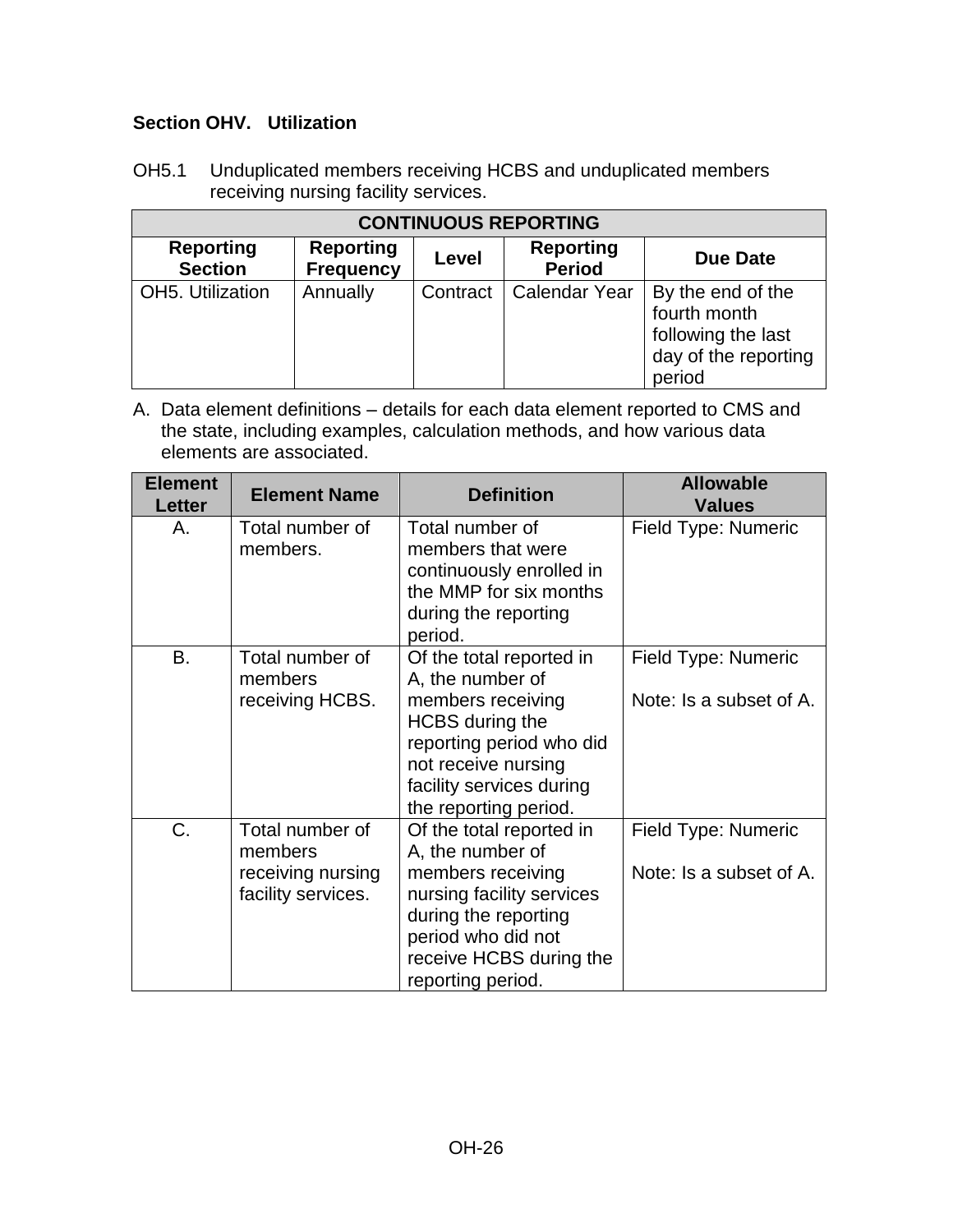## Section OHV. Utilization

OH5.1 Unduplicated members receiving HCBS and unduplicated members receiving nursing facility services.

| CONTINUOUS REPORTING | | | | |
|---|---|---|---|---|
| **Reporting Section** | **Reporting Frequency** | **Level** | **Reporting Period** | **Due Date** |
| OH5. Utilization | Annually | Contract | Calendar Year | By the end of the fourth month following the last day of the reporting period |

A. Data element definitions – details for each data element reported to CMS and the state, including examples, calculation methods, and how various data elements are associated.

| Element Letter | Element Name | Definition | Allowable Values |
|---|---|---|---|
| A. | Total number of members. | Total number of members that were continuously enrolled in the MMP for six months during the reporting period. | Field Type: Numeric |
| B. | Total number of members receiving HCBS. | Of the total reported in A, the number of members receiving HCBS during the reporting period who did not receive nursing facility services during the reporting period. | Field Type: Numeric<br><br>Note: Is a subset of A. |
| C. | Total number of members receiving nursing facility services. | Of the total reported in A, the number of members receiving nursing facility services during the reporting period who did not receive HCBS during the reporting period. | Field Type: Numeric<br><br>Note: Is a subset of A. |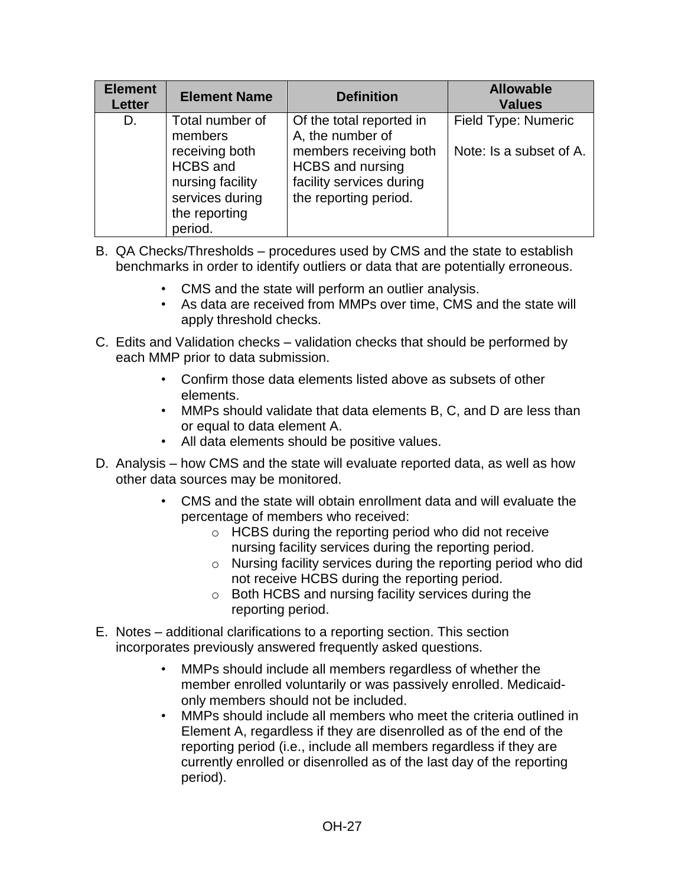| Element Letter | Element Name | Definition | Allowable Values |
|---|---|---|---|
| D. | Total number of members receiving both HCBS and nursing facility services during the reporting period. | Of the total reported in A, the number of members receiving both HCBS and nursing facility services during the reporting period. | Field Type: Numeric<br><br>Note: Is a subset of A. |

B. QA Checks/Thresholds – procedures used by CMS and the state to establish benchmarks in order to identify outliers or data that are potentially erroneous.

- CMS and the state will perform an outlier analysis.
- As data are received from MMPs over time, CMS and the state will apply threshold checks.

C. Edits and Validation checks – validation checks that should be performed by each MMP prior to data submission.

- Confirm those data elements listed above as subsets of other elements.
- MMPs should validate that data elements B, C, and D are less than or equal to data element A.
- All data elements should be positive values.

D. Analysis – how CMS and the state will evaluate reported data, as well as how other data sources may be monitored.

- CMS and the state will obtain enrollment data and will evaluate the percentage of members who received:
  - HCBS during the reporting period who did not receive nursing facility services during the reporting period.
  - Nursing facility services during the reporting period who did not receive HCBS during the reporting period.
  - Both HCBS and nursing facility services during the reporting period.

E. Notes – additional clarifications to a reporting section. This section incorporates previously answered frequently asked questions.

- MMPs should include all members regardless of whether the member enrolled voluntarily or was passively enrolled. Medicaid-only members should not be included.
- MMPs should include all members who meet the criteria outlined in Element A, regardless if they are disenrolled as of the end of the reporting period (i.e., include all members regardless if they are currently enrolled or disenrolled as of the last day of the reporting period).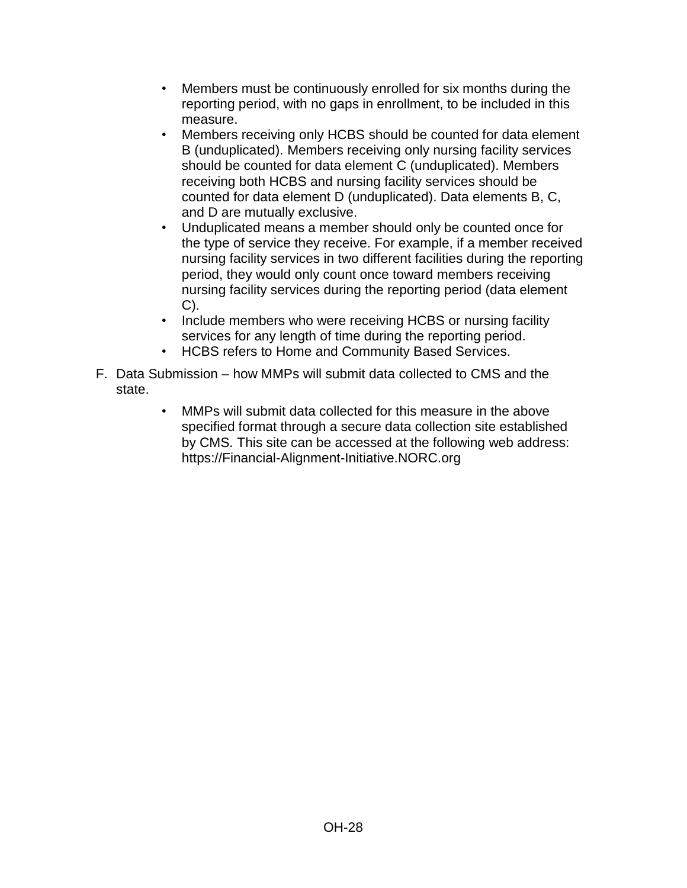- Members must be continuously enrolled for six months during the reporting period, with no gaps in enrollment, to be included in this measure.
- Members receiving only HCBS should be counted for data element B (unduplicated). Members receiving only nursing facility services should be counted for data element C (unduplicated). Members receiving both HCBS and nursing facility services should be counted for data element D (unduplicated). Data elements B, C, and D are mutually exclusive.
- Unduplicated means a member should only be counted once for the type of service they receive. For example, if a member received nursing facility services in two different facilities during the reporting period, they would only count once toward members receiving nursing facility services during the reporting period (data element C).
- Include members who were receiving HCBS or nursing facility services for any length of time during the reporting period.
- HCBS refers to Home and Community Based Services.

F. Data Submission – how MMPs will submit data collected to CMS and the state.

- MMPs will submit data collected for this measure in the above specified format through a secure data collection site established by CMS. This site can be accessed at the following web address: https://Financial-Alignment-Initiative.NORC.org